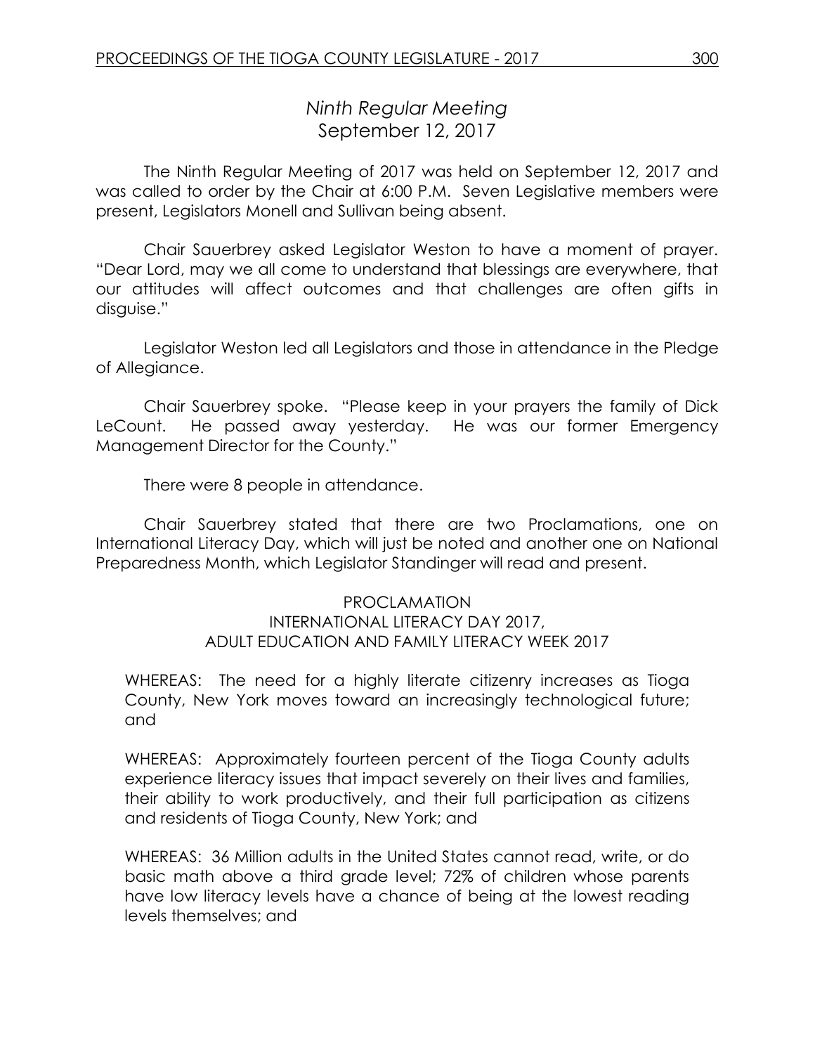# *Ninth Regular Meeting*
## September 12, 2017

The Ninth Regular Meeting of 2017 was held on September 12, 2017 and was called to order by the Chair at 6:00 P.M. Seven Legislative members were present, Legislators Monell and Sullivan being absent.

Chair Sauerbrey asked Legislator Weston to have a moment of prayer. "Dear Lord, may we all come to understand that blessings are everywhere, that our attitudes will affect outcomes and that challenges are often gifts in disguise."

Legislator Weston led all Legislators and those in attendance in the Pledge of Allegiance.

Chair Sauerbrey spoke. "Please keep in your prayers the family of Dick LeCount. He passed away yesterday. He was our former Emergency Management Director for the County."

There were 8 people in attendance.

Chair Sauerbrey stated that there are two Proclamations, one on International Literacy Day, which will just be noted and another one on National Preparedness Month, which Legislator Standinger will read and present.

PROCLAMATION
INTERNATIONAL LITERACY DAY 2017,
ADULT EDUCATION AND FAMILY LITERACY WEEK 2017

WHEREAS: The need for a highly literate citizenry increases as Tioga County, New York moves toward an increasingly technological future; and

WHEREAS: Approximately fourteen percent of the Tioga County adults experience literacy issues that impact severely on their lives and families, their ability to work productively, and their full participation as citizens and residents of Tioga County, New York; and

WHEREAS: 36 Million adults in the United States cannot read, write, or do basic math above a third grade level; 72% of children whose parents have low literacy levels have a chance of being at the lowest reading levels themselves; and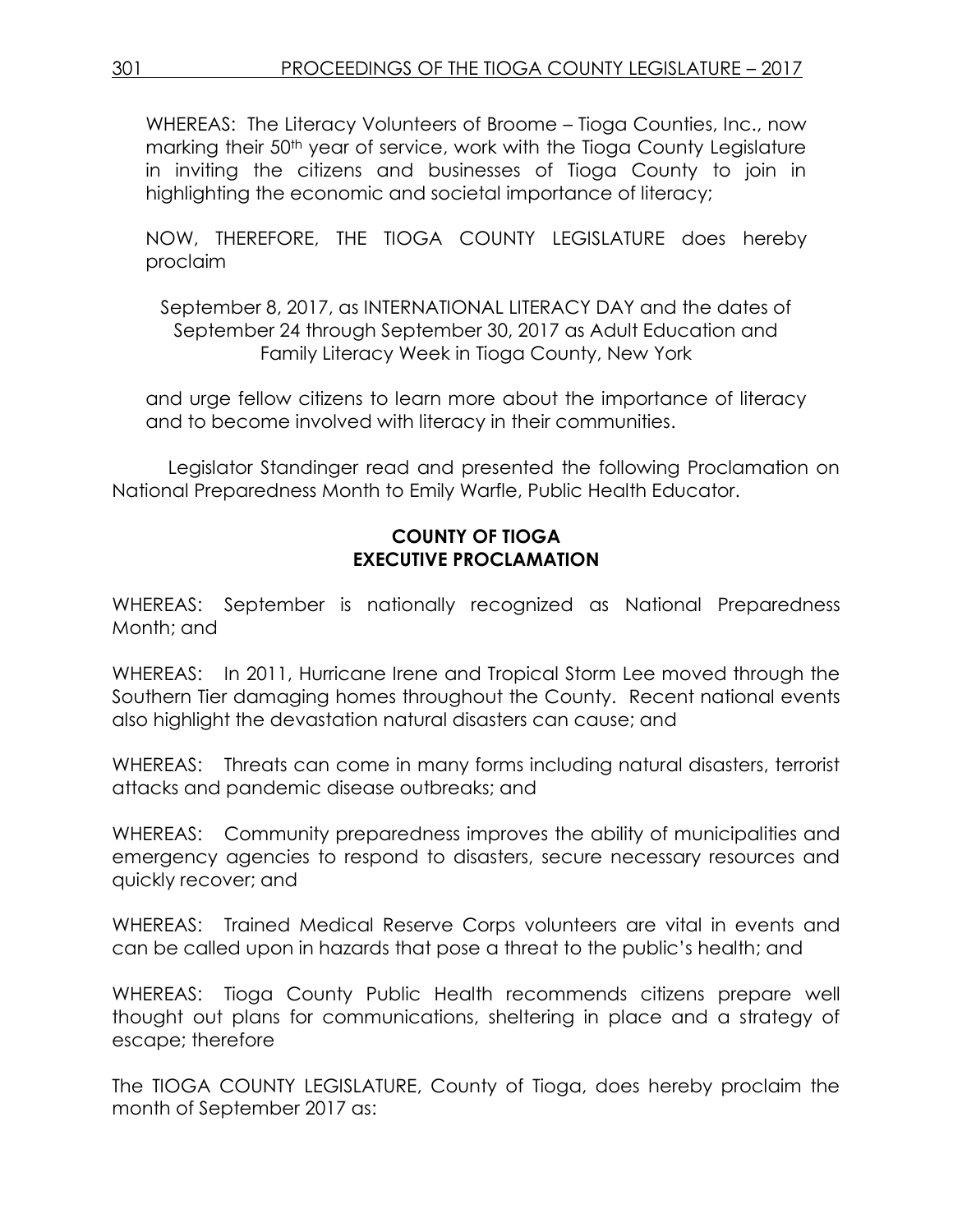WHEREAS: The Literacy Volunteers of Broome – Tioga Counties, Inc., now marking their 50th year of service, work with the Tioga County Legislature in inviting the citizens and businesses of Tioga County to join in highlighting the economic and societal importance of literacy;

NOW, THEREFORE, THE TIOGA COUNTY LEGISLATURE does hereby proclaim

September 8, 2017, as INTERNATIONAL LITERACY DAY and the dates of September 24 through September 30, 2017 as Adult Education and Family Literacy Week in Tioga County, New York

and urge fellow citizens to learn more about the importance of literacy and to become involved with literacy in their communities.

Legislator Standinger read and presented the following Proclamation on National Preparedness Month to Emily Warfle, Public Health Educator.

**COUNTY OF TIOGA**
**EXECUTIVE PROCLAMATION**

WHEREAS: September is nationally recognized as National Preparedness Month; and

WHEREAS: In 2011, Hurricane Irene and Tropical Storm Lee moved through the Southern Tier damaging homes throughout the County. Recent national events also highlight the devastation natural disasters can cause; and

WHEREAS: Threats can come in many forms including natural disasters, terrorist attacks and pandemic disease outbreaks; and

WHEREAS: Community preparedness improves the ability of municipalities and emergency agencies to respond to disasters, secure necessary resources and quickly recover; and

WHEREAS: Trained Medical Reserve Corps volunteers are vital in events and can be called upon in hazards that pose a threat to the public's health; and

WHEREAS: Tioga County Public Health recommends citizens prepare well thought out plans for communications, sheltering in place and a strategy of escape; therefore

The TIOGA COUNTY LEGISLATURE, County of Tioga, does hereby proclaim the month of September 2017 as: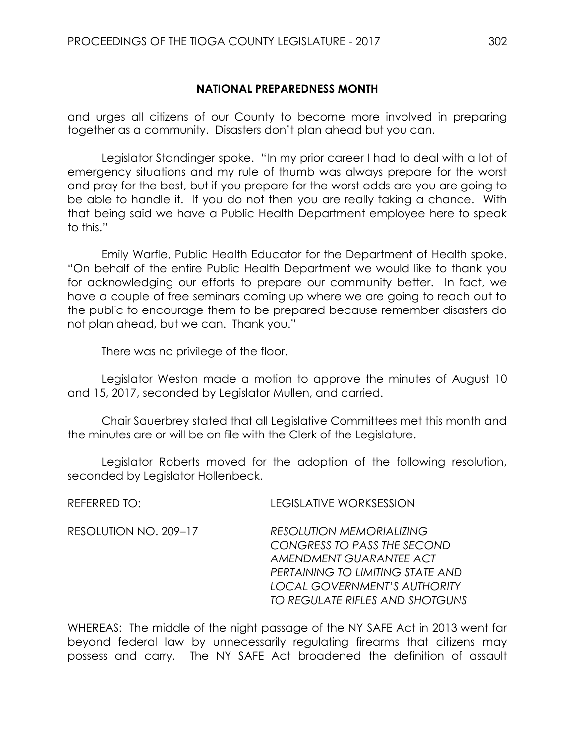## NATIONAL PREPAREDNESS MONTH

and urges all citizens of our County to become more involved in preparing together as a community. Disasters don't plan ahead but you can.

Legislator Standinger spoke. "In my prior career I had to deal with a lot of emergency situations and my rule of thumb was always prepare for the worst and pray for the best, but if you prepare for the worst odds are you are going to be able to handle it. If you do not then you are really taking a chance. With that being said we have a Public Health Department employee here to speak to this."

Emily Warfle, Public Health Educator for the Department of Health spoke. "On behalf of the entire Public Health Department we would like to thank you for acknowledging our efforts to prepare our community better. In fact, we have a couple of free seminars coming up where we are going to reach out to the public to encourage them to be prepared because remember disasters do not plan ahead, but we can. Thank you."

There was no privilege of the floor.

Legislator Weston made a motion to approve the minutes of August 10 and 15, 2017, seconded by Legislator Mullen, and carried.

Chair Sauerbrey stated that all Legislative Committees met this month and the minutes are or will be on file with the Clerk of the Legislature.

Legislator Roberts moved for the adoption of the following resolution, seconded by Legislator Hollenbeck.

REFERRED TO: LEGISLATIVE WORKSESSION

RESOLUTION NO. 209–17 *RESOLUTION MEMORIALIZING CONGRESS TO PASS THE SECOND AMENDMENT GUARANTEE ACT PERTAINING TO LIMITING STATE AND LOCAL GOVERNMENT'S AUTHORITY TO REGULATE RIFLES AND SHOTGUNS*

WHEREAS: The middle of the night passage of the NY SAFE Act in 2013 went far beyond federal law by unnecessarily regulating firearms that citizens may possess and carry. The NY SAFE Act broadened the definition of assault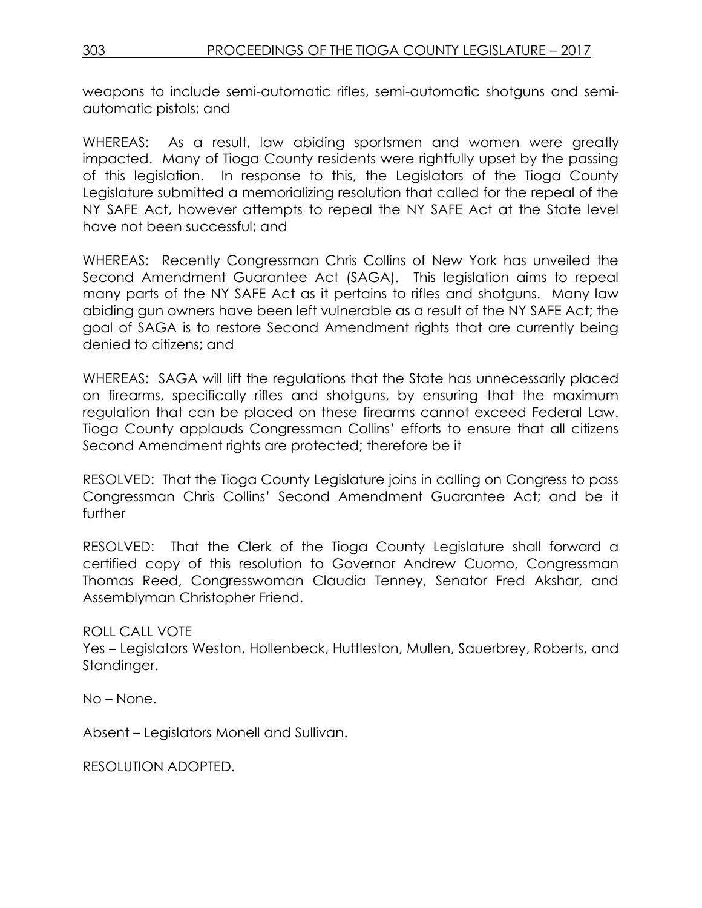weapons to include semi-automatic rifles, semi-automatic shotguns and semi-automatic pistols; and

WHEREAS: As a result, law abiding sportsmen and women were greatly impacted. Many of Tioga County residents were rightfully upset by the passing of this legislation. In response to this, the Legislators of the Tioga County Legislature submitted a memorializing resolution that called for the repeal of the NY SAFE Act, however attempts to repeal the NY SAFE Act at the State level have not been successful; and

WHEREAS: Recently Congressman Chris Collins of New York has unveiled the Second Amendment Guarantee Act (SAGA). This legislation aims to repeal many parts of the NY SAFE Act as it pertains to rifles and shotguns. Many law abiding gun owners have been left vulnerable as a result of the NY SAFE Act; the goal of SAGA is to restore Second Amendment rights that are currently being denied to citizens; and

WHEREAS: SAGA will lift the regulations that the State has unnecessarily placed on firearms, specifically rifles and shotguns, by ensuring that the maximum regulation that can be placed on these firearms cannot exceed Federal Law. Tioga County applauds Congressman Collins' efforts to ensure that all citizens Second Amendment rights are protected; therefore be it

RESOLVED: That the Tioga County Legislature joins in calling on Congress to pass Congressman Chris Collins' Second Amendment Guarantee Act; and be it further

RESOLVED: That the Clerk of the Tioga County Legislature shall forward a certified copy of this resolution to Governor Andrew Cuomo, Congressman Thomas Reed, Congresswoman Claudia Tenney, Senator Fred Akshar, and Assemblyman Christopher Friend.

ROLL CALL VOTE
Yes – Legislators Weston, Hollenbeck, Huttleston, Mullen, Sauerbrey, Roberts, and Standinger.

No – None.

Absent – Legislators Monell and Sullivan.

RESOLUTION ADOPTED.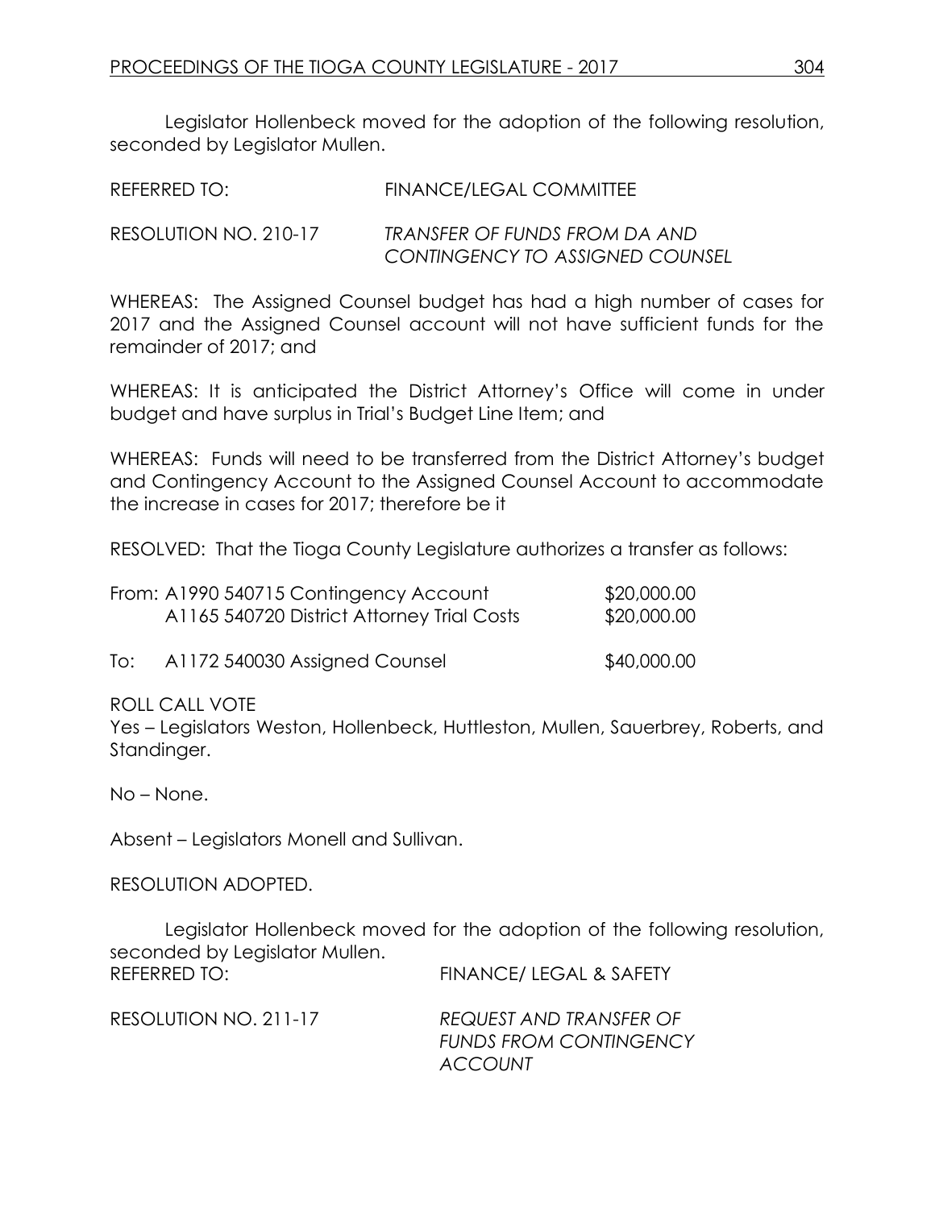Legislator Hollenbeck moved for the adoption of the following resolution, seconded by Legislator Mullen.

REFERRED TO: FINANCE/LEGAL COMMITTEE

RESOLUTION NO. 210-17 *TRANSFER OF FUNDS FROM DA AND CONTINGENCY TO ASSIGNED COUNSEL*

WHEREAS: The Assigned Counsel budget has had a high number of cases for 2017 and the Assigned Counsel account will not have sufficient funds for the remainder of 2017; and

WHEREAS: It is anticipated the District Attorney's Office will come in under budget and have surplus in Trial's Budget Line Item; and

WHEREAS: Funds will need to be transferred from the District Attorney's budget and Contingency Account to the Assigned Counsel Account to accommodate the increase in cases for 2017; therefore be it

RESOLVED: That the Tioga County Legislature authorizes a transfer as follows:

| | | |
|---|---|---|
| From: | A1990 540715 Contingency Account | \$20,000.00 |
| | A1165 540720 District Attorney Trial Costs | \$20,000.00 |
| To: | A1172 540030 Assigned Counsel | \$40,000.00 |

ROLL CALL VOTE
Yes – Legislators Weston, Hollenbeck, Huttleston, Mullen, Sauerbrey, Roberts, and Standinger.

No – None.

Absent – Legislators Monell and Sullivan.

RESOLUTION ADOPTED.

Legislator Hollenbeck moved for the adoption of the following resolution, seconded by Legislator Mullen.

REFERRED TO: FINANCE/ LEGAL & SAFETY

RESOLUTION NO. 211-17 *REQUEST AND TRANSFER OF FUNDS FROM CONTINGENCY ACCOUNT*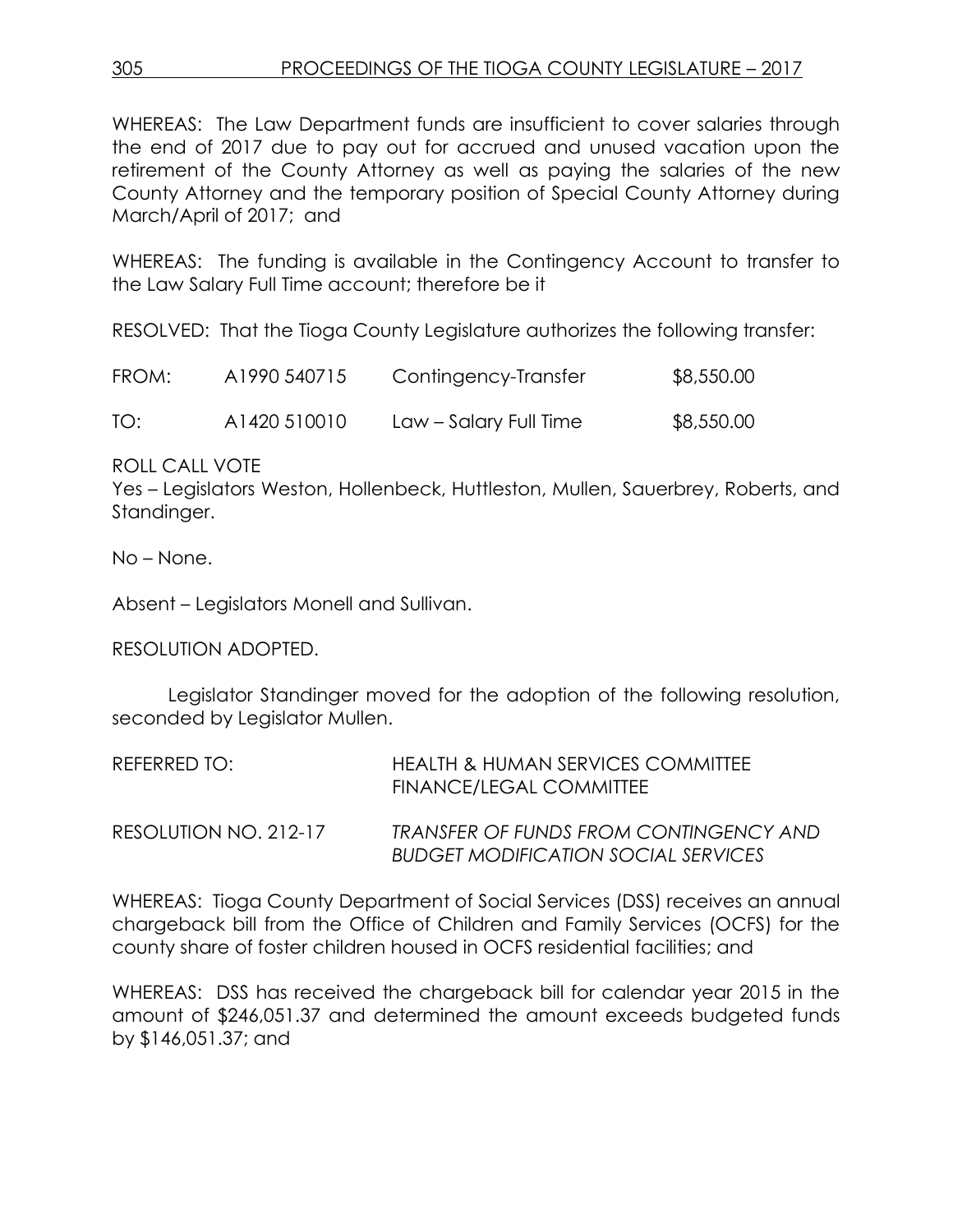WHEREAS: The Law Department funds are insufficient to cover salaries through the end of 2017 due to pay out for accrued and unused vacation upon the retirement of the County Attorney as well as paying the salaries of the new County Attorney and the temporary position of Special County Attorney during March/April of 2017; and

WHEREAS: The funding is available in the Contingency Account to transfer to the Law Salary Full Time account; therefore be it

RESOLVED: That the Tioga County Legislature authorizes the following transfer:

| | | | |
|---|---|---|---|
| FROM: | A1990 540715 | Contingency-Transfer | $8,550.00 |
| TO: | A1420 510010 | Law – Salary Full Time | $8,550.00 |

ROLL CALL VOTE
Yes – Legislators Weston, Hollenbeck, Huttleston, Mullen, Sauerbrey, Roberts, and Standinger.

No – None.

Absent – Legislators Monell and Sullivan.

RESOLUTION ADOPTED.

Legislator Standinger moved for the adoption of the following resolution, seconded by Legislator Mullen.

| | |
|---|---|
| REFERRED TO: | HEALTH & HUMAN SERVICES COMMITTEE<br>FINANCE/LEGAL COMMITTEE |
| RESOLUTION NO. 212-17 | *TRANSFER OF FUNDS FROM CONTINGENCY AND BUDGET MODIFICATION SOCIAL SERVICES* |

WHEREAS: Tioga County Department of Social Services (DSS) receives an annual chargeback bill from the Office of Children and Family Services (OCFS) for the county share of foster children housed in OCFS residential facilities; and

WHEREAS: DSS has received the chargeback bill for calendar year 2015 in the amount of $246,051.37 and determined the amount exceeds budgeted funds by $146,051.37; and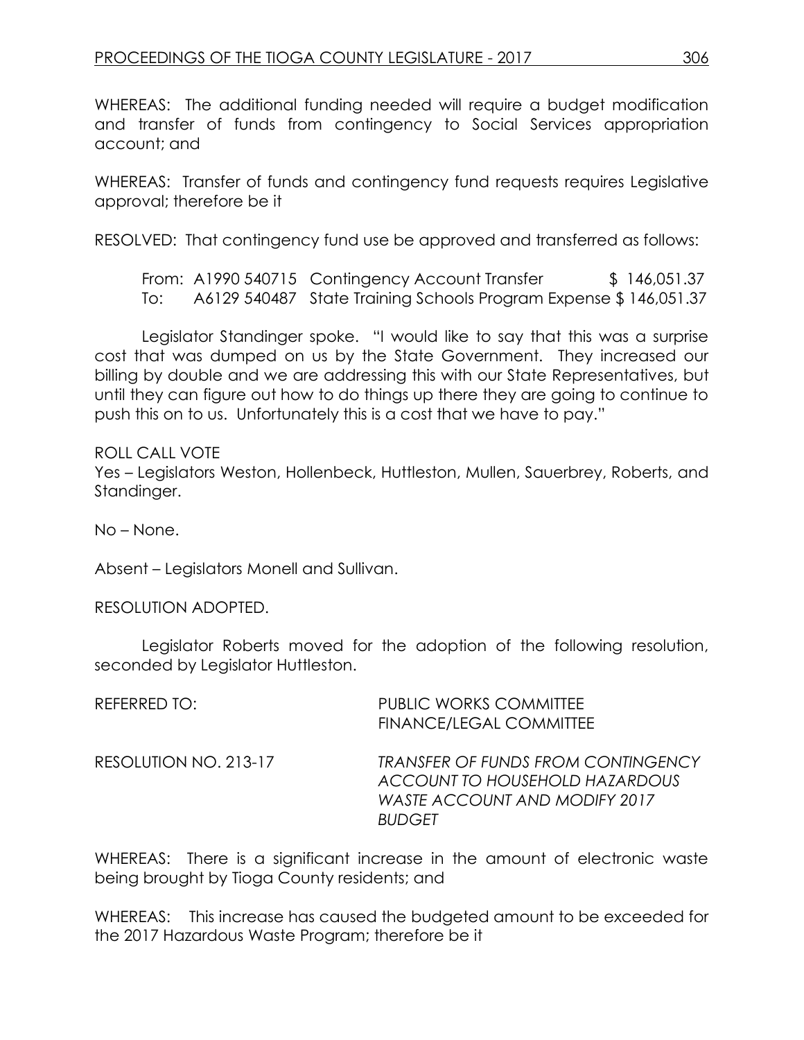WHEREAS: The additional funding needed will require a budget modification and transfer of funds from contingency to Social Services appropriation account; and

WHEREAS: Transfer of funds and contingency fund requests requires Legislative approval; therefore be it

RESOLVED: That contingency fund use be approved and transferred as follows:

From: A1990 540715 Contingency Account Transfer $ 146,051.37
To: A6129 540487 State Training Schools Program Expense $ 146,051.37

Legislator Standinger spoke. "I would like to say that this was a surprise cost that was dumped on us by the State Government. They increased our billing by double and we are addressing this with our State Representatives, but until they can figure out how to do things up there they are going to continue to push this on to us. Unfortunately this is a cost that we have to pay."

ROLL CALL VOTE
Yes – Legislators Weston, Hollenbeck, Huttleston, Mullen, Sauerbrey, Roberts, and Standinger.

No – None.

Absent – Legislators Monell and Sullivan.

RESOLUTION ADOPTED.

Legislator Roberts moved for the adoption of the following resolution, seconded by Legislator Huttleston.

REFERRED TO: PUBLIC WORKS COMMITTEE
FINANCE/LEGAL COMMITTEE

RESOLUTION NO. 213-17 *TRANSFER OF FUNDS FROM CONTINGENCY ACCOUNT TO HOUSEHOLD HAZARDOUS WASTE ACCOUNT AND MODIFY 2017 BUDGET*

WHEREAS: There is a significant increase in the amount of electronic waste being brought by Tioga County residents; and

WHEREAS: This increase has caused the budgeted amount to be exceeded for the 2017 Hazardous Waste Program; therefore be it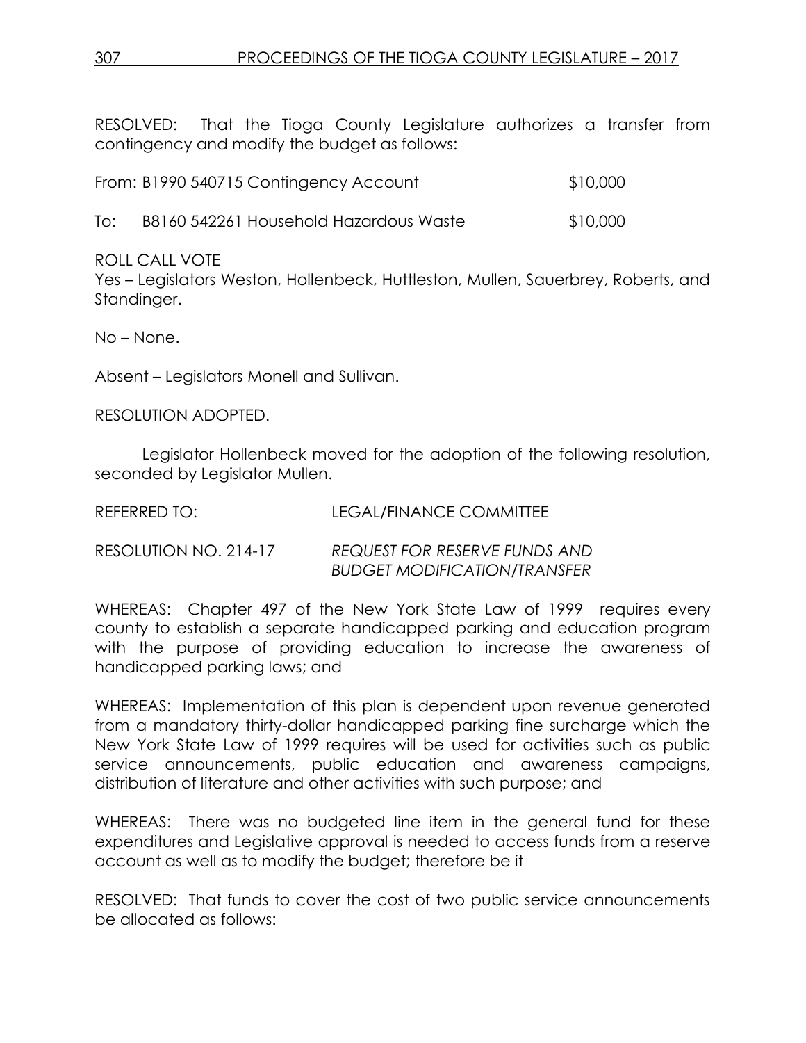RESOLVED: That the Tioga County Legislature authorizes a transfer from contingency and modify the budget as follows:

From: B1990 540715 Contingency Account $10,000

To: B8160 542261 Household Hazardous Waste $10,000

ROLL CALL VOTE
Yes – Legislators Weston, Hollenbeck, Huttleston, Mullen, Sauerbrey, Roberts, and Standinger.

No – None.

Absent – Legislators Monell and Sullivan.

RESOLUTION ADOPTED.

Legislator Hollenbeck moved for the adoption of the following resolution, seconded by Legislator Mullen.

REFERRED TO: LEGAL/FINANCE COMMITTEE

RESOLUTION NO. 214-17 *REQUEST FOR RESERVE FUNDS AND BUDGET MODIFICATION/TRANSFER*

WHEREAS: Chapter 497 of the New York State Law of 1999 requires every county to establish a separate handicapped parking and education program with the purpose of providing education to increase the awareness of handicapped parking laws; and

WHEREAS: Implementation of this plan is dependent upon revenue generated from a mandatory thirty-dollar handicapped parking fine surcharge which the New York State Law of 1999 requires will be used for activities such as public service announcements, public education and awareness campaigns, distribution of literature and other activities with such purpose; and

WHEREAS: There was no budgeted line item in the general fund for these expenditures and Legislative approval is needed to access funds from a reserve account as well as to modify the budget; therefore be it

RESOLVED: That funds to cover the cost of two public service announcements be allocated as follows: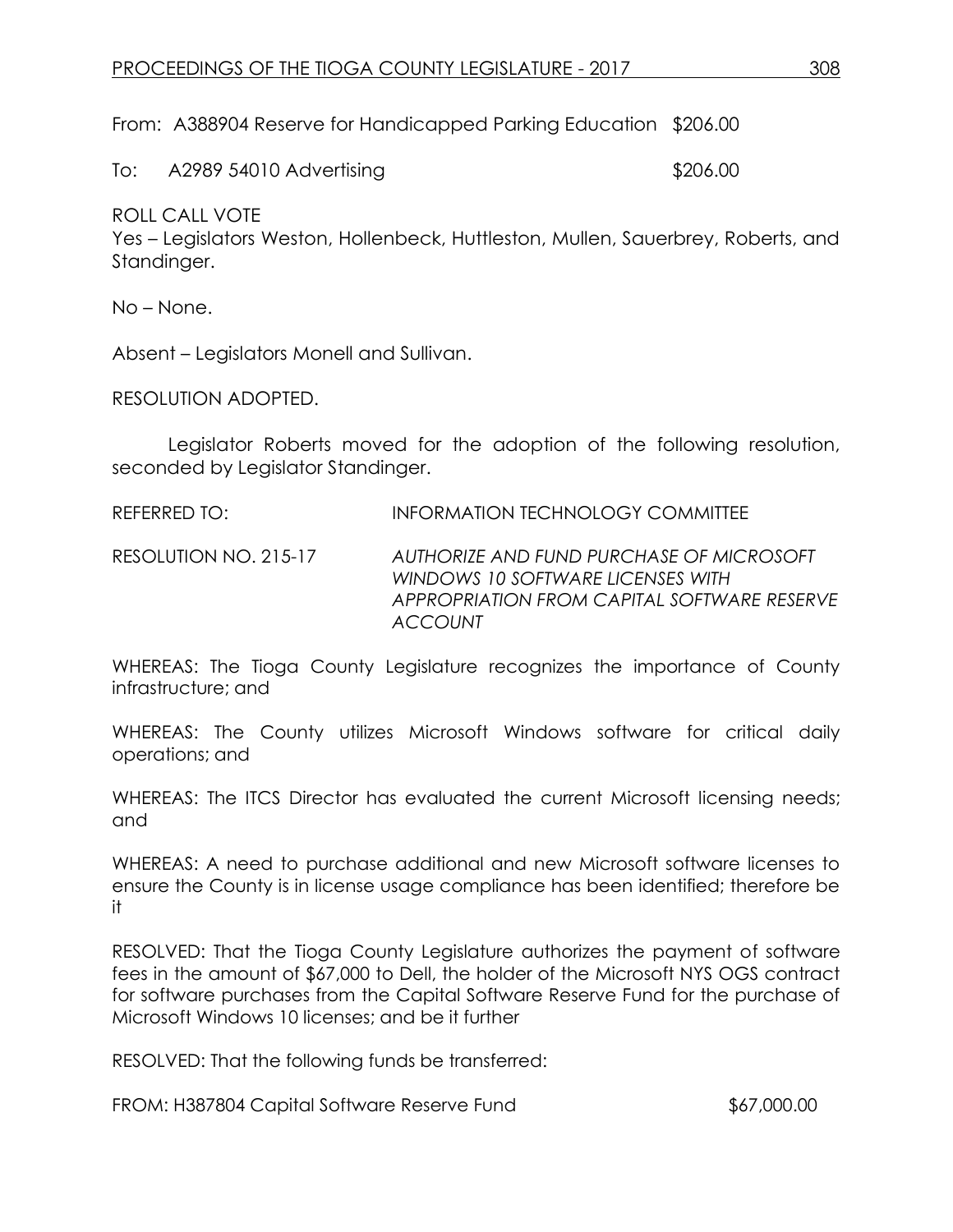From: A388904 Reserve for Handicapped Parking Education $206.00

To: A2989 54010 Advertising $206.00

ROLL CALL VOTE

Yes – Legislators Weston, Hollenbeck, Huttleston, Mullen, Sauerbrey, Roberts, and Standinger.

No – None.

Absent – Legislators Monell and Sullivan.

RESOLUTION ADOPTED.

Legislator Roberts moved for the adoption of the following resolution, seconded by Legislator Standinger.

REFERRED TO: INFORMATION TECHNOLOGY COMMITTEE

RESOLUTION NO. 215-17 *AUTHORIZE AND FUND PURCHASE OF MICROSOFT WINDOWS 10 SOFTWARE LICENSES WITH APPROPRIATION FROM CAPITAL SOFTWARE RESERVE ACCOUNT*

WHEREAS: The Tioga County Legislature recognizes the importance of County infrastructure; and

WHEREAS: The County utilizes Microsoft Windows software for critical daily operations; and

WHEREAS: The ITCS Director has evaluated the current Microsoft licensing needs; and

WHEREAS: A need to purchase additional and new Microsoft software licenses to ensure the County is in license usage compliance has been identified; therefore be it

RESOLVED: That the Tioga County Legislature authorizes the payment of software fees in the amount of $67,000 to Dell, the holder of the Microsoft NYS OGS contract for software purchases from the Capital Software Reserve Fund for the purchase of Microsoft Windows 10 licenses; and be it further

RESOLVED: That the following funds be transferred:

FROM: H387804 Capital Software Reserve Fund $67,000.00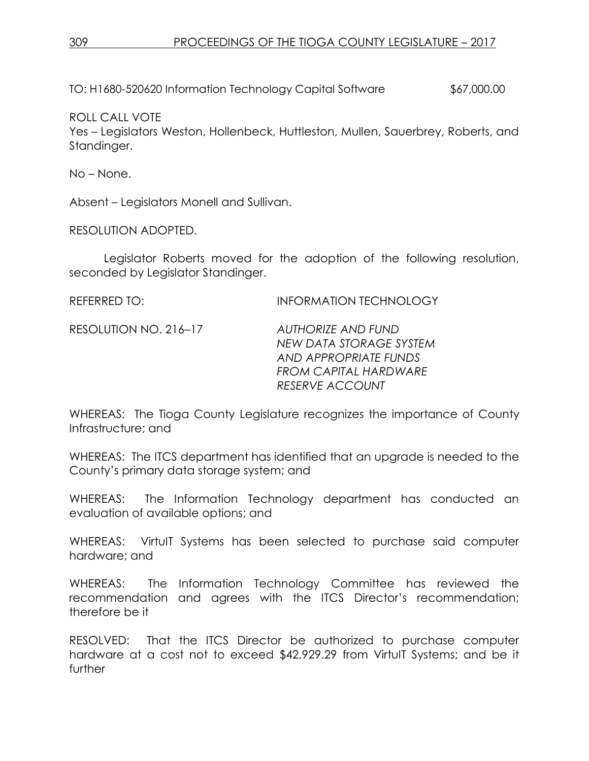TO: H1680-520620 Information Technology Capital Software $67,000.00

ROLL CALL VOTE
Yes – Legislators Weston, Hollenbeck, Huttleston, Mullen, Sauerbrey, Roberts, and Standinger.

No – None.

Absent – Legislators Monell and Sullivan.

RESOLUTION ADOPTED.

Legislator Roberts moved for the adoption of the following resolution, seconded by Legislator Standinger.

REFERRED TO: INFORMATION TECHNOLOGY

RESOLUTION NO. 216–17 *AUTHORIZE AND FUND NEW DATA STORAGE SYSTEM AND APPROPRIATE FUNDS FROM CAPITAL HARDWARE RESERVE ACCOUNT*

WHEREAS: The Tioga County Legislature recognizes the importance of County Infrastructure; and

WHEREAS: The ITCS department has identified that an upgrade is needed to the County's primary data storage system; and

WHEREAS: The Information Technology department has conducted an evaluation of available options; and

WHEREAS: VirtuIT Systems has been selected to purchase said computer hardware; and

WHEREAS: The Information Technology Committee has reviewed the recommendation and agrees with the ITCS Director's recommendation; therefore be it

RESOLVED: That the ITCS Director be authorized to purchase computer hardware at a cost not to exceed $42,929.29 from VirtuIT Systems; and be it further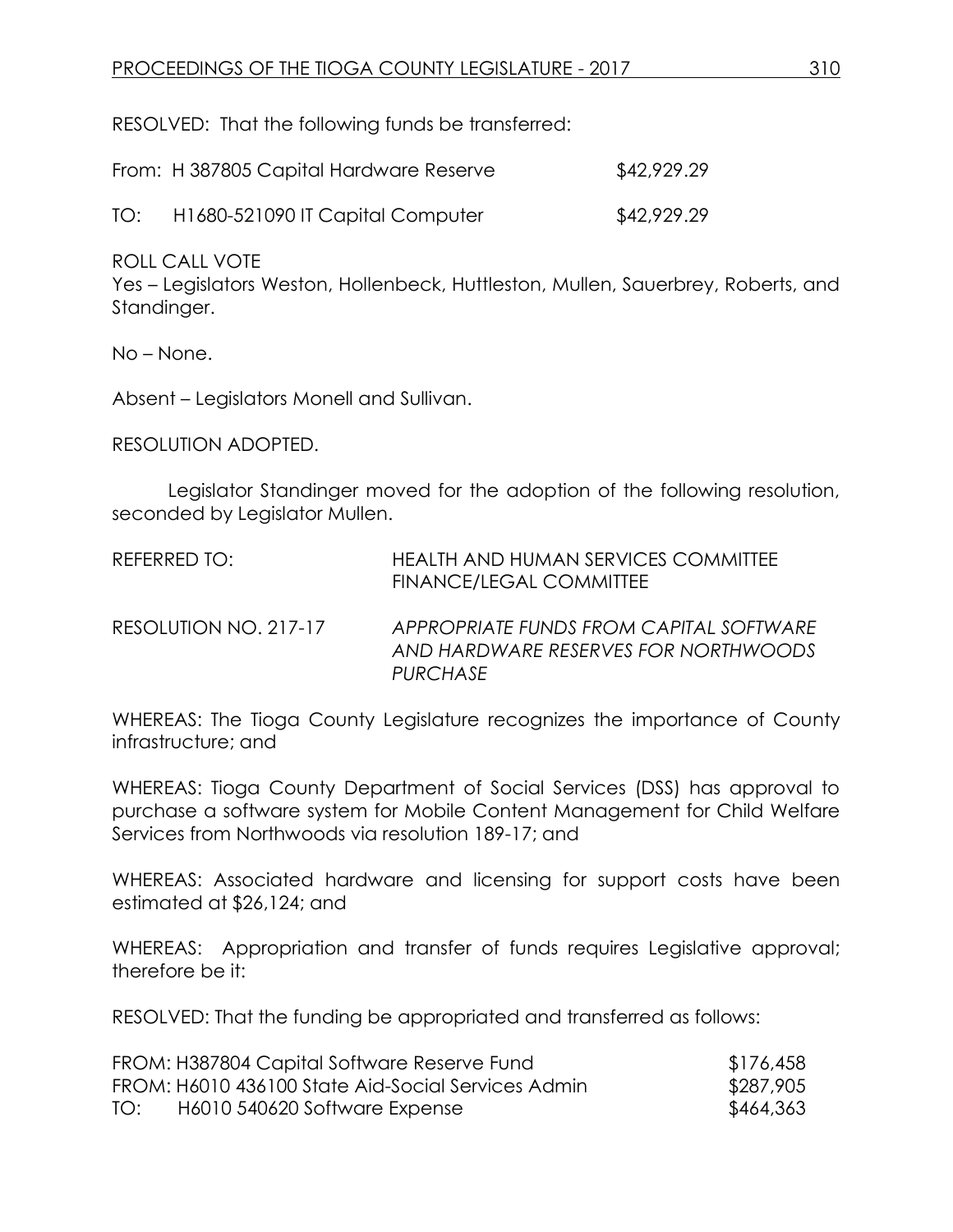RESOLVED: That the following funds be transferred:

| | | |
|---|---|---|
| From: | H 387805 Capital Hardware Reserve | $42,929.29 |
| TO: | H1680-521090 IT Capital Computer | $42,929.29 |

ROLL CALL VOTE
Yes – Legislators Weston, Hollenbeck, Huttleston, Mullen, Sauerbrey, Roberts, and Standinger.

No – None.

Absent – Legislators Monell and Sullivan.

RESOLUTION ADOPTED.

Legislator Standinger moved for the adoption of the following resolution, seconded by Legislator Mullen.

REFERRED TO: HEALTH AND HUMAN SERVICES COMMITTEE
FINANCE/LEGAL COMMITTEE

RESOLUTION NO. 217-17 *APPROPRIATE FUNDS FROM CAPITAL SOFTWARE AND HARDWARE RESERVES FOR NORTHWOODS PURCHASE*

WHEREAS: The Tioga County Legislature recognizes the importance of County infrastructure; and

WHEREAS: Tioga County Department of Social Services (DSS) has approval to purchase a software system for Mobile Content Management for Child Welfare Services from Northwoods via resolution 189-17; and

WHEREAS: Associated hardware and licensing for support costs have been estimated at $26,124; and

WHEREAS: Appropriation and transfer of funds requires Legislative approval; therefore be it:

RESOLVED: That the funding be appropriated and transferred as follows:

| | | |
|---|---|---|
| FROM: | H387804 Capital Software Reserve Fund | $176,458 |
| FROM: | H6010 436100 State Aid-Social Services Admin | $287,905 |
| TO: | H6010 540620 Software Expense | $464,363 |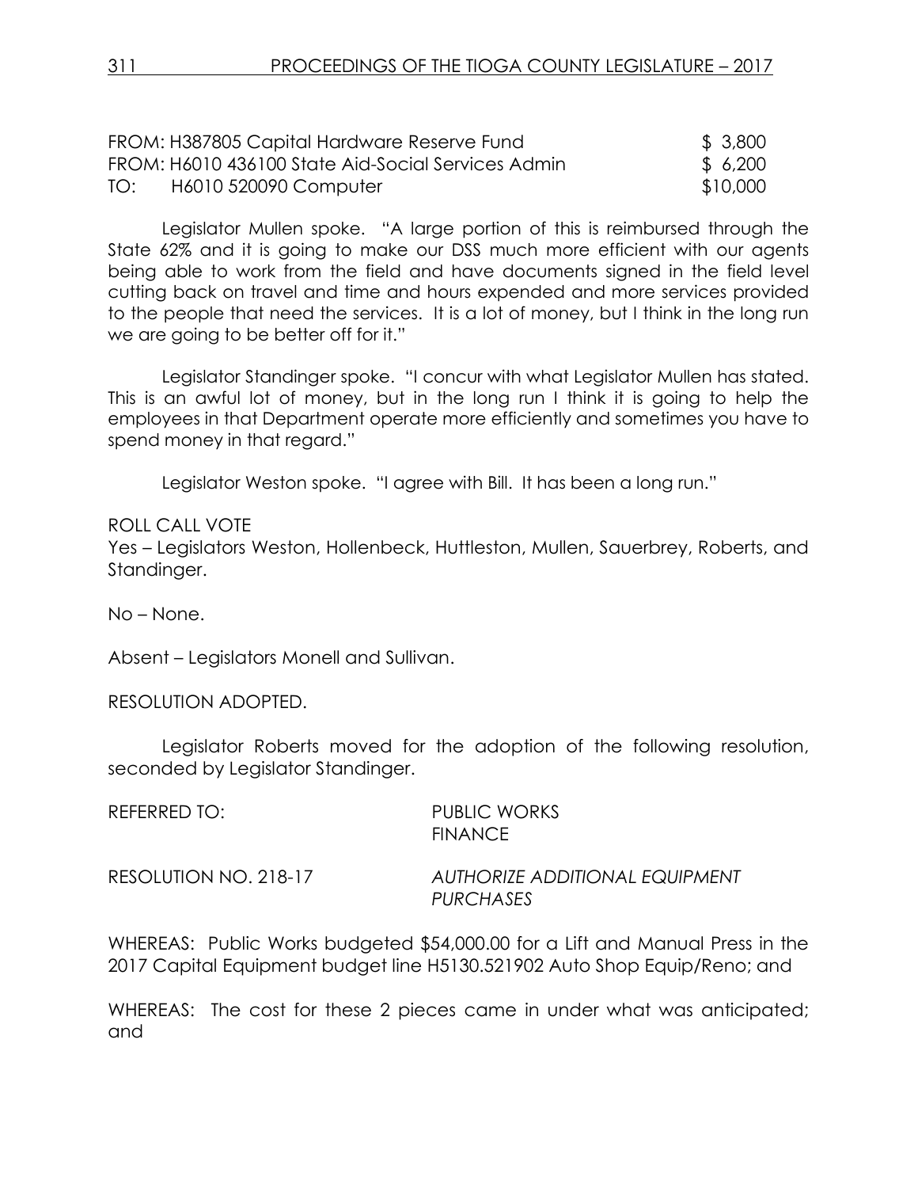| | | |
|---|---|---|
| FROM: | H387805 Capital Hardware Reserve Fund | $ 3,800 |
| FROM: | H6010 436100 State Aid-Social Services Admin | $ 6,200 |
| TO: | H6010 520090 Computer | $10,000 |

Legislator Mullen spoke. "A large portion of this is reimbursed through the State 62% and it is going to make our DSS much more efficient with our agents being able to work from the field and have documents signed in the field level cutting back on travel and time and hours expended and more services provided to the people that need the services. It is a lot of money, but I think in the long run we are going to be better off for it."

Legislator Standinger spoke. "I concur with what Legislator Mullen has stated. This is an awful lot of money, but in the long run I think it is going to help the employees in that Department operate more efficiently and sometimes you have to spend money in that regard."

Legislator Weston spoke. "I agree with Bill. It has been a long run."

ROLL CALL VOTE

Yes – Legislators Weston, Hollenbeck, Huttleston, Mullen, Sauerbrey, Roberts, and Standinger.

No – None.

Absent – Legislators Monell and Sullivan.

RESOLUTION ADOPTED.

Legislator Roberts moved for the adoption of the following resolution, seconded by Legislator Standinger.

REFERRED TO: PUBLIC WORKS
FINANCE

RESOLUTION NO. 218-17 *AUTHORIZE ADDITIONAL EQUIPMENT PURCHASES*

WHEREAS: Public Works budgeted $54,000.00 for a Lift and Manual Press in the 2017 Capital Equipment budget line H5130.521902 Auto Shop Equip/Reno; and

WHEREAS: The cost for these 2 pieces came in under what was anticipated; and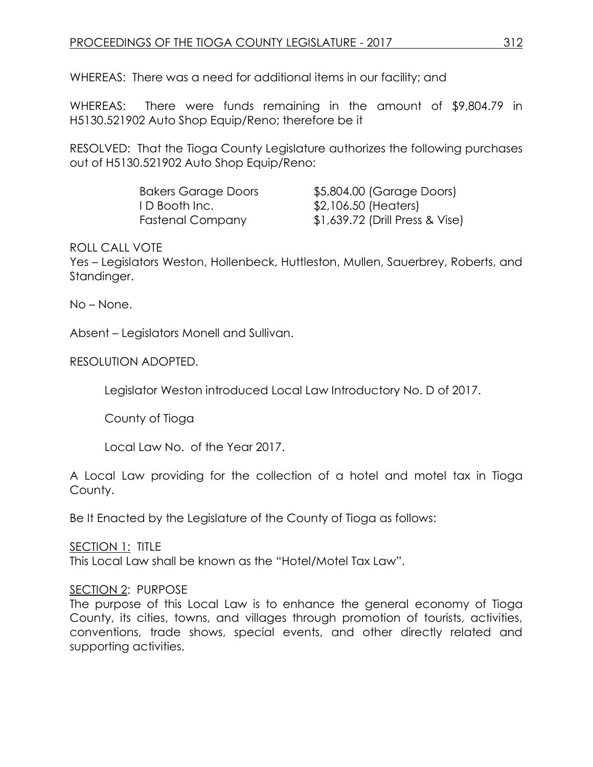WHEREAS: There was a need for additional items in our facility; and

WHEREAS: There were funds remaining in the amount of $9,804.79 in H5130.521902 Auto Shop Equip/Reno; therefore be it

RESOLVED: That the Tioga County Legislature authorizes the following purchases out of H5130.521902 Auto Shop Equip/Reno:

| | |
|---|---|
| Bakers Garage Doors | $5,804.00 (Garage Doors) |
| I D Booth Inc. | $2,106.50 (Heaters) |
| Fastenal Company | $1,639.72 (Drill Press & Vise) |

ROLL CALL VOTE
Yes – Legislators Weston, Hollenbeck, Huttleston, Mullen, Sauerbrey, Roberts, and Standinger.

No – None.

Absent – Legislators Monell and Sullivan.

RESOLUTION ADOPTED.

Legislator Weston introduced Local Law Introductory No. D of 2017.

County of Tioga

Local Law No. of the Year 2017.

A Local Law providing for the collection of a hotel and motel tax in Tioga County.

Be It Enacted by the Legislature of the County of Tioga as follows:

SECTION 1: TITLE
This Local Law shall be known as the "Hotel/Motel Tax Law".

SECTION 2: PURPOSE
The purpose of this Local Law is to enhance the general economy of Tioga County, its cities, towns, and villages through promotion of tourists, activities, conventions, trade shows, special events, and other directly related and supporting activities.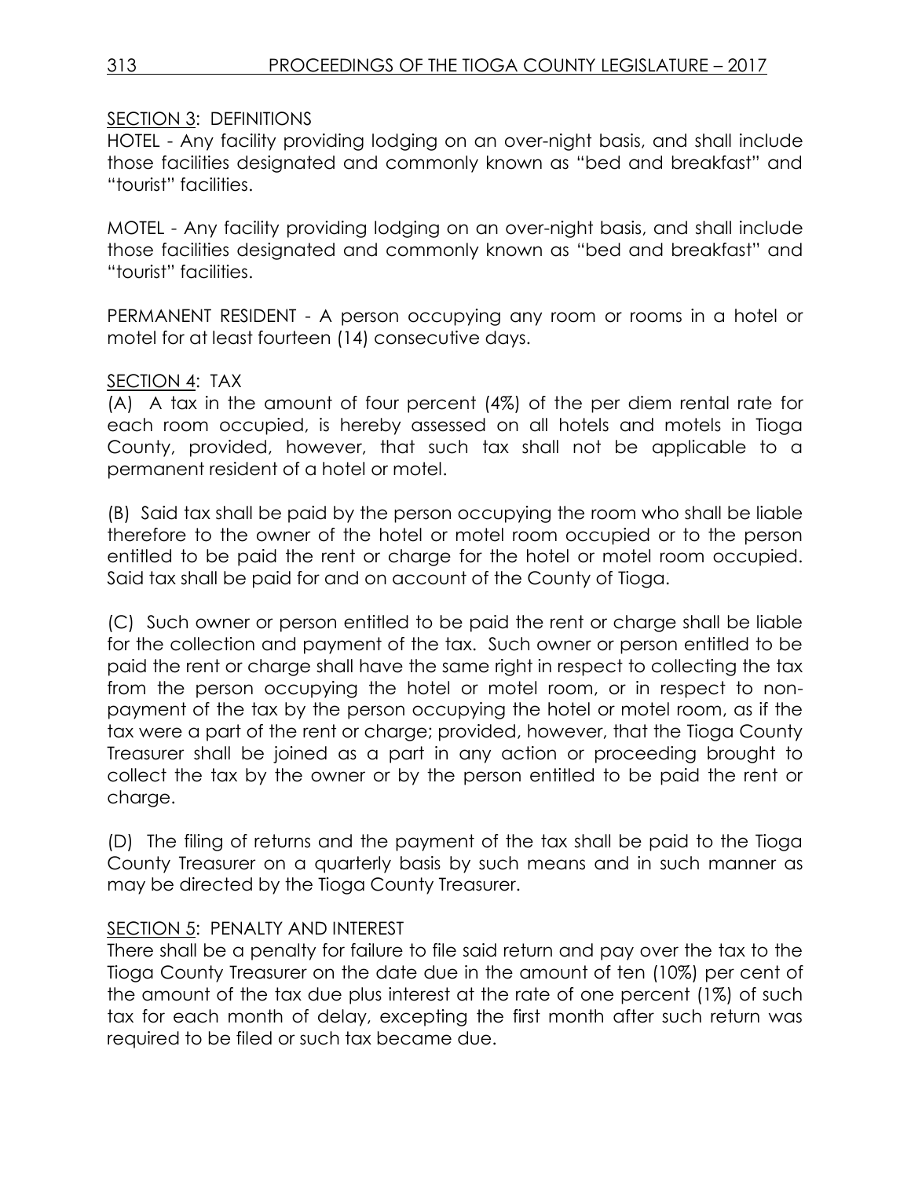SECTION 3: DEFINITIONS

HOTEL - Any facility providing lodging on an over-night basis, and shall include those facilities designated and commonly known as "bed and breakfast" and "tourist" facilities.

MOTEL - Any facility providing lodging on an over-night basis, and shall include those facilities designated and commonly known as "bed and breakfast" and "tourist" facilities.

PERMANENT RESIDENT - A person occupying any room or rooms in a hotel or motel for at least fourteen (14) consecutive days.

SECTION 4: TAX

(A) A tax in the amount of four percent (4%) of the per diem rental rate for each room occupied, is hereby assessed on all hotels and motels in Tioga County, provided, however, that such tax shall not be applicable to a permanent resident of a hotel or motel.

(B) Said tax shall be paid by the person occupying the room who shall be liable therefore to the owner of the hotel or motel room occupied or to the person entitled to be paid the rent or charge for the hotel or motel room occupied. Said tax shall be paid for and on account of the County of Tioga.

(C) Such owner or person entitled to be paid the rent or charge shall be liable for the collection and payment of the tax. Such owner or person entitled to be paid the rent or charge shall have the same right in respect to collecting the tax from the person occupying the hotel or motel room, or in respect to non-payment of the tax by the person occupying the hotel or motel room, as if the tax were a part of the rent or charge; provided, however, that the Tioga County Treasurer shall be joined as a part in any action or proceeding brought to collect the tax by the owner or by the person entitled to be paid the rent or charge.

(D) The filing of returns and the payment of the tax shall be paid to the Tioga County Treasurer on a quarterly basis by such means and in such manner as may be directed by the Tioga County Treasurer.

SECTION 5: PENALTY AND INTEREST

There shall be a penalty for failure to file said return and pay over the tax to the Tioga County Treasurer on the date due in the amount of ten (10%) per cent of the amount of the tax due plus interest at the rate of one percent (1%) of such tax for each month of delay, excepting the first month after such return was required to be filed or such tax became due.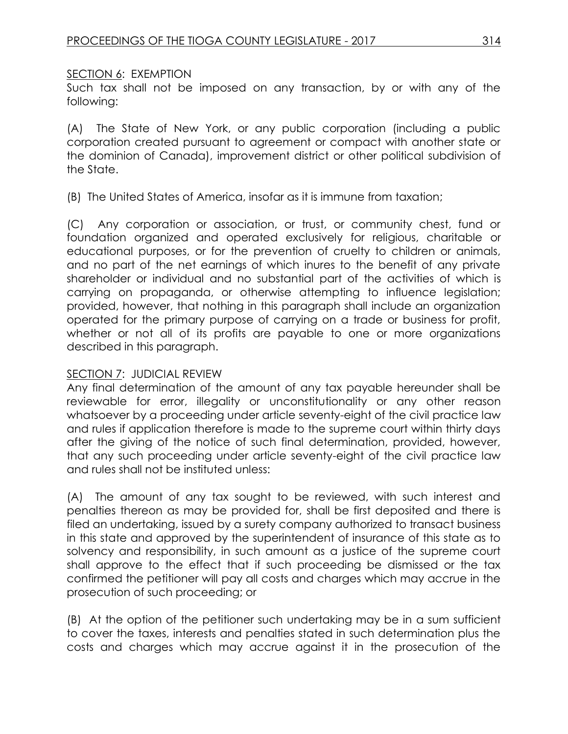<u>SECTION 6</u>: EXEMPTION

Such tax shall not be imposed on any transaction, by or with any of the following:

(A) The State of New York, or any public corporation (including a public corporation created pursuant to agreement or compact with another state or the dominion of Canada), improvement district or other political subdivision of the State.

(B) The United States of America, insofar as it is immune from taxation;

(C) Any corporation or association, or trust, or community chest, fund or foundation organized and operated exclusively for religious, charitable or educational purposes, or for the prevention of cruelty to children or animals, and no part of the net earnings of which inures to the benefit of any private shareholder or individual and no substantial part of the activities of which is carrying on propaganda, or otherwise attempting to influence legislation; provided, however, that nothing in this paragraph shall include an organization operated for the primary purpose of carrying on a trade or business for profit, whether or not all of its profits are payable to one or more organizations described in this paragraph.

<u>SECTION 7</u>: JUDICIAL REVIEW

Any final determination of the amount of any tax payable hereunder shall be reviewable for error, illegality or unconstitutionality or any other reason whatsoever by a proceeding under article seventy-eight of the civil practice law and rules if application therefore is made to the supreme court within thirty days after the giving of the notice of such final determination, provided, however, that any such proceeding under article seventy-eight of the civil practice law and rules shall not be instituted unless:

(A) The amount of any tax sought to be reviewed, with such interest and penalties thereon as may be provided for, shall be first deposited and there is filed an undertaking, issued by a surety company authorized to transact business in this state and approved by the superintendent of insurance of this state as to solvency and responsibility, in such amount as a justice of the supreme court shall approve to the effect that if such proceeding be dismissed or the tax confirmed the petitioner will pay all costs and charges which may accrue in the prosecution of such proceeding; or

(B) At the option of the petitioner such undertaking may be in a sum sufficient to cover the taxes, interests and penalties stated in such determination plus the costs and charges which may accrue against it in the prosecution of the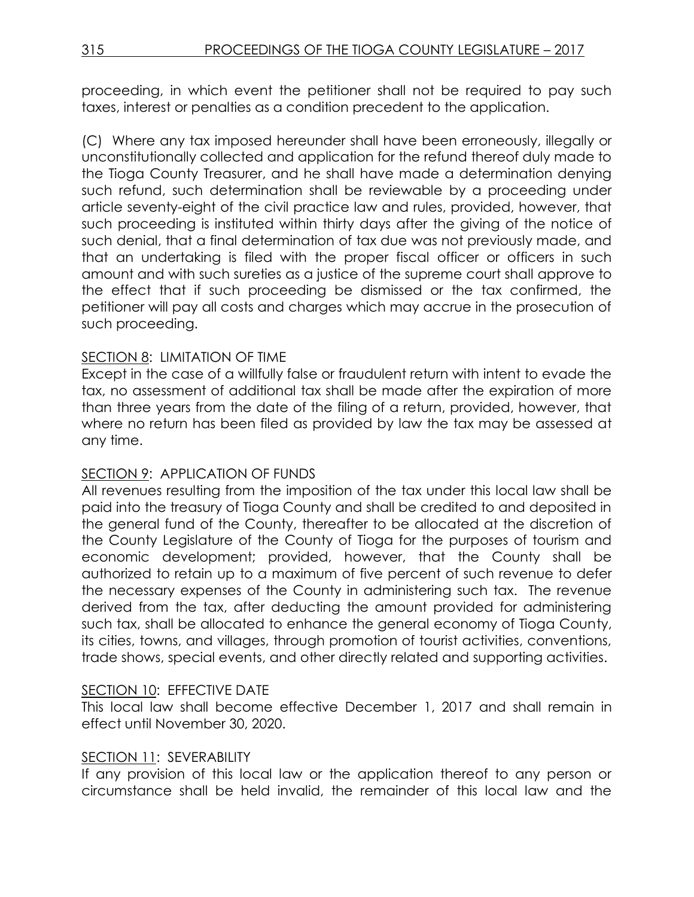proceeding, in which event the petitioner shall not be required to pay such taxes, interest or penalties as a condition precedent to the application.

(C) Where any tax imposed hereunder shall have been erroneously, illegally or unconstitutionally collected and application for the refund thereof duly made to the Tioga County Treasurer, and he shall have made a determination denying such refund, such determination shall be reviewable by a proceeding under article seventy-eight of the civil practice law and rules, provided, however, that such proceeding is instituted within thirty days after the giving of the notice of such denial, that a final determination of tax due was not previously made, and that an undertaking is filed with the proper fiscal officer or officers in such amount and with such sureties as a justice of the supreme court shall approve to the effect that if such proceeding be dismissed or the tax confirmed, the petitioner will pay all costs and charges which may accrue in the prosecution of such proceeding.

SECTION 8: LIMITATION OF TIME

Except in the case of a willfully false or fraudulent return with intent to evade the tax, no assessment of additional tax shall be made after the expiration of more than three years from the date of the filing of a return, provided, however, that where no return has been filed as provided by law the tax may be assessed at any time.

SECTION 9: APPLICATION OF FUNDS

All revenues resulting from the imposition of the tax under this local law shall be paid into the treasury of Tioga County and shall be credited to and deposited in the general fund of the County, thereafter to be allocated at the discretion of the County Legislature of the County of Tioga for the purposes of tourism and economic development; provided, however, that the County shall be authorized to retain up to a maximum of five percent of such revenue to defer the necessary expenses of the County in administering such tax. The revenue derived from the tax, after deducting the amount provided for administering such tax, shall be allocated to enhance the general economy of Tioga County, its cities, towns, and villages, through promotion of tourist activities, conventions, trade shows, special events, and other directly related and supporting activities.

SECTION 10: EFFECTIVE DATE

This local law shall become effective December 1, 2017 and shall remain in effect until November 30, 2020.

SECTION 11: SEVERABILITY

If any provision of this local law or the application thereof to any person or circumstance shall be held invalid, the remainder of this local law and the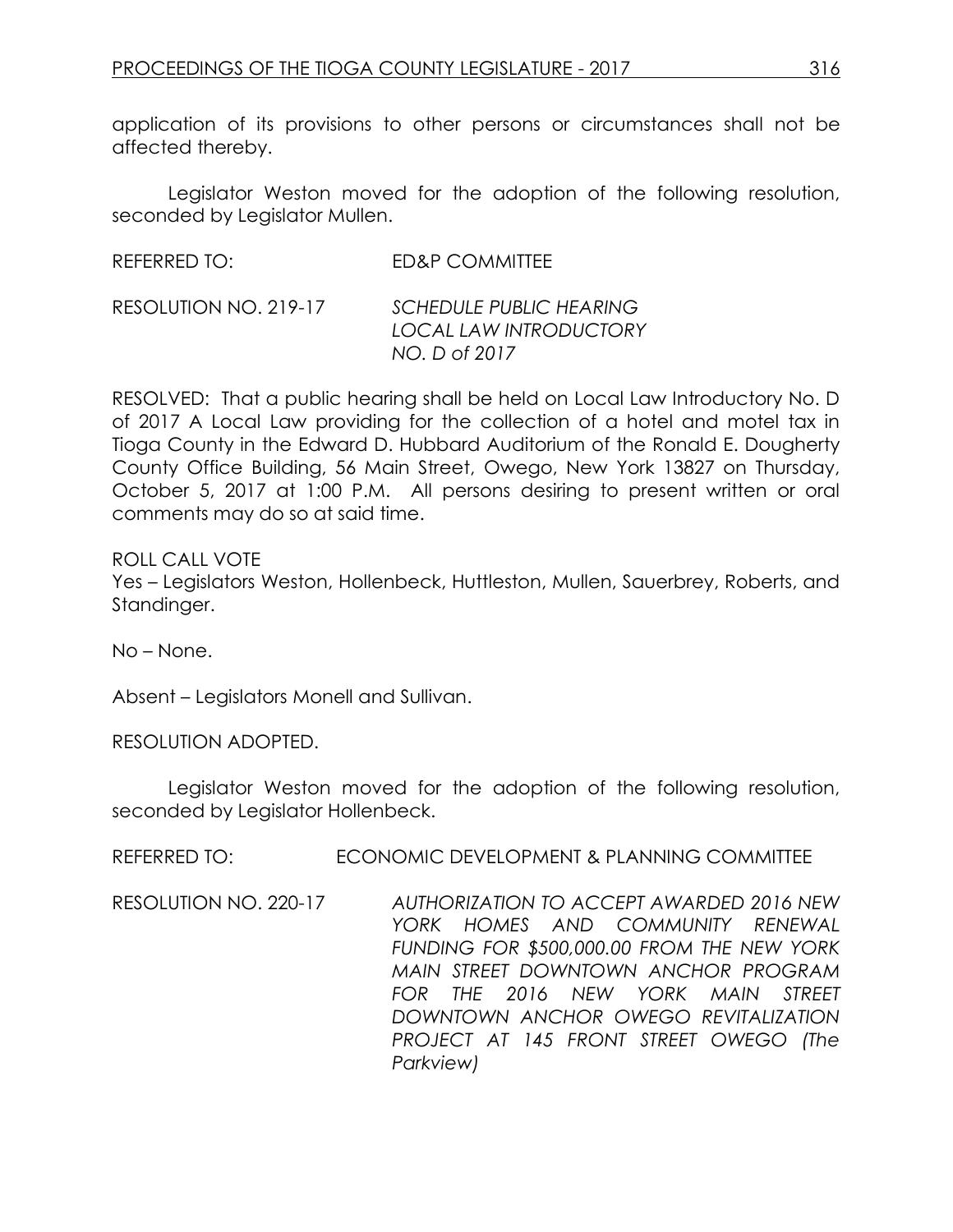application of its provisions to other persons or circumstances shall not be affected thereby.

Legislator Weston moved for the adoption of the following resolution, seconded by Legislator Mullen.

REFERRED TO: ED&P COMMITTEE

RESOLUTION NO. 219-17 *SCHEDULE PUBLIC HEARING LOCAL LAW INTRODUCTORY NO. D of 2017*

RESOLVED: That a public hearing shall be held on Local Law Introductory No. D of 2017 A Local Law providing for the collection of a hotel and motel tax in Tioga County in the Edward D. Hubbard Auditorium of the Ronald E. Dougherty County Office Building, 56 Main Street, Owego, New York 13827 on Thursday, October 5, 2017 at 1:00 P.M. All persons desiring to present written or oral comments may do so at said time.

ROLL CALL VOTE
Yes – Legislators Weston, Hollenbeck, Huttleston, Mullen, Sauerbrey, Roberts, and Standinger.

No – None.

Absent – Legislators Monell and Sullivan.

RESOLUTION ADOPTED.

Legislator Weston moved for the adoption of the following resolution, seconded by Legislator Hollenbeck.

REFERRED TO: ECONOMIC DEVELOPMENT & PLANNING COMMITTEE

RESOLUTION NO. 220-17 *AUTHORIZATION TO ACCEPT AWARDED 2016 NEW YORK HOMES AND COMMUNITY RENEWAL FUNDING FOR $500,000.00 FROM THE NEW YORK MAIN STREET DOWNTOWN ANCHOR PROGRAM FOR THE 2016 NEW YORK MAIN STREET DOWNTOWN ANCHOR OWEGO REVITALIZATION PROJECT AT 145 FRONT STREET OWEGO (The Parkview)*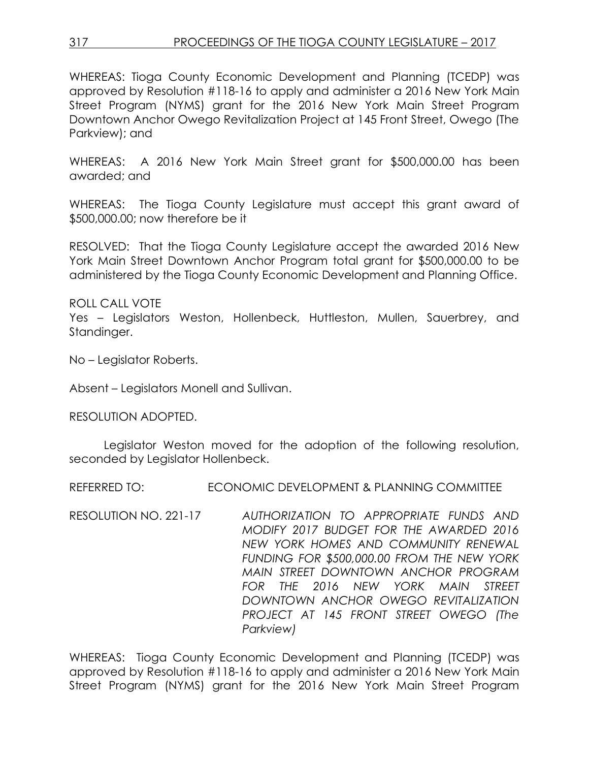WHEREAS: Tioga County Economic Development and Planning (TCEDP) was approved by Resolution #118-16 to apply and administer a 2016 New York Main Street Program (NYMS) grant for the 2016 New York Main Street Program Downtown Anchor Owego Revitalization Project at 145 Front Street, Owego (The Parkview); and

WHEREAS: A 2016 New York Main Street grant for $500,000.00 has been awarded; and

WHEREAS: The Tioga County Legislature must accept this grant award of $500,000.00; now therefore be it

RESOLVED: That the Tioga County Legislature accept the awarded 2016 New York Main Street Downtown Anchor Program total grant for $500,000.00 to be administered by the Tioga County Economic Development and Planning Office.

ROLL CALL VOTE
Yes – Legislators Weston, Hollenbeck, Huttleston, Mullen, Sauerbrey, and Standinger.

No – Legislator Roberts.

Absent – Legislators Monell and Sullivan.

RESOLUTION ADOPTED.

Legislator Weston moved for the adoption of the following resolution, seconded by Legislator Hollenbeck.

REFERRED TO: ECONOMIC DEVELOPMENT & PLANNING COMMITTEE

RESOLUTION NO. 221-17 *AUTHORIZATION TO APPROPRIATE FUNDS AND MODIFY 2017 BUDGET FOR THE AWARDED 2016 NEW YORK HOMES AND COMMUNITY RENEWAL FUNDING FOR $500,000.00 FROM THE NEW YORK MAIN STREET DOWNTOWN ANCHOR PROGRAM FOR THE 2016 NEW YORK MAIN STREET DOWNTOWN ANCHOR OWEGO REVITALIZATION PROJECT AT 145 FRONT STREET OWEGO (The Parkview)*

WHEREAS: Tioga County Economic Development and Planning (TCEDP) was approved by Resolution #118-16 to apply and administer a 2016 New York Main Street Program (NYMS) grant for the 2016 New York Main Street Program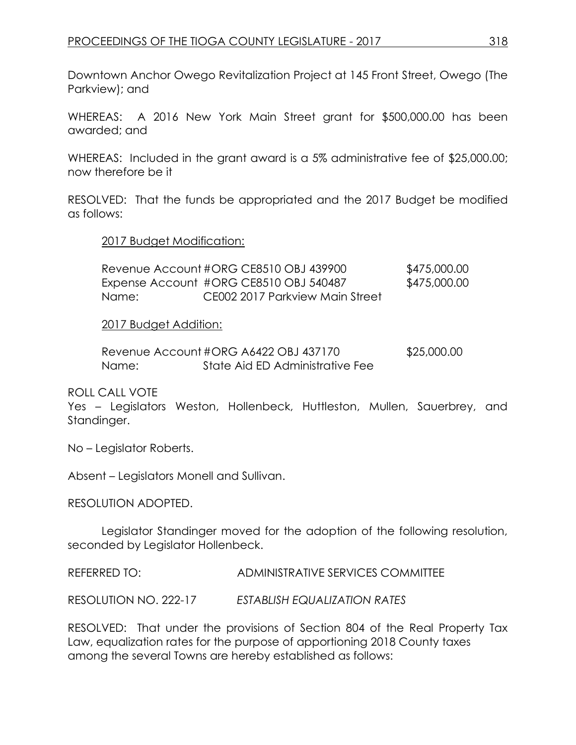Downtown Anchor Owego Revitalization Project at 145 Front Street, Owego (The Parkview); and

WHEREAS: A 2016 New York Main Street grant for $500,000.00 has been awarded; and

WHEREAS: Included in the grant award is a 5% administrative fee of $25,000.00; now therefore be it

RESOLVED: That the funds be appropriated and the 2017 Budget be modified as follows:

2017 Budget Modification:

| | | |
|---|---|---|
| Revenue Account | #ORG CE8510 OBJ 439900 | $475,000.00 |
| Expense Account | #ORG CE8510 OBJ 540487 | $475,000.00 |
| Name: | CE002 2017 Parkview Main Street | |

2017 Budget Addition:

| | | |
|---|---|---|
| Revenue Account | #ORG A6422 OBJ 437170 | $25,000.00 |
| Name: | State Aid ED Administrative Fee | |

ROLL CALL VOTE
Yes – Legislators Weston, Hollenbeck, Huttleston, Mullen, Sauerbrey, and Standinger.

No – Legislator Roberts.

Absent – Legislators Monell and Sullivan.

RESOLUTION ADOPTED.

Legislator Standinger moved for the adoption of the following resolution, seconded by Legislator Hollenbeck.

REFERRED TO: ADMINISTRATIVE SERVICES COMMITTEE

RESOLUTION NO. 222-17 *ESTABLISH EQUALIZATION RATES*

RESOLVED: That under the provisions of Section 804 of the Real Property Tax Law, equalization rates for the purpose of apportioning 2018 County taxes among the several Towns are hereby established as follows: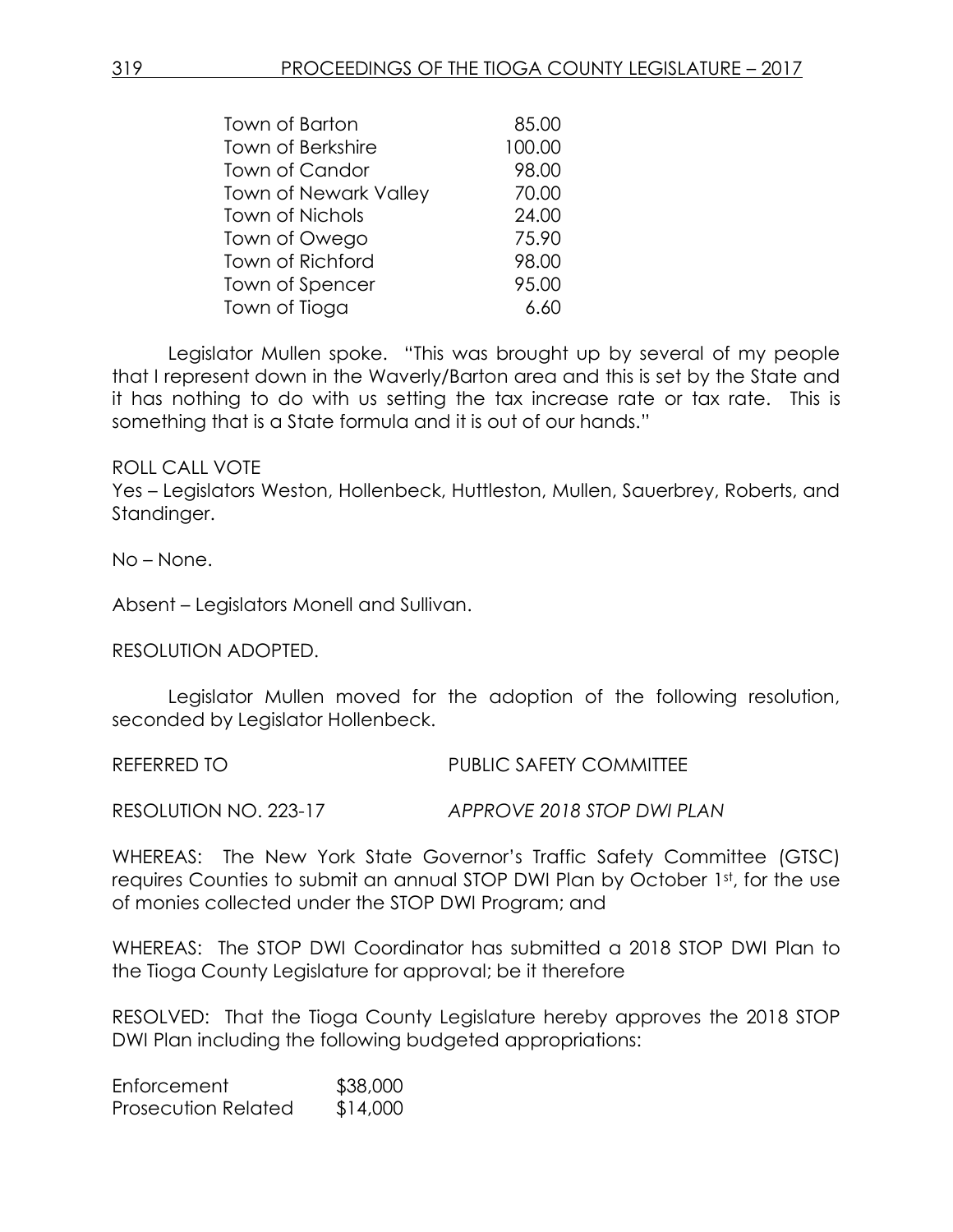| | |
|---|---|
| Town of Barton | 85.00 |
| Town of Berkshire | 100.00 |
| Town of Candor | 98.00 |
| Town of Newark Valley | 70.00 |
| Town of Nichols | 24.00 |
| Town of Owego | 75.90 |
| Town of Richford | 98.00 |
| Town of Spencer | 95.00 |
| Town of Tioga | 6.60 |

Legislator Mullen spoke. "This was brought up by several of my people that I represent down in the Waverly/Barton area and this is set by the State and it has nothing to do with us setting the tax increase rate or tax rate. This is something that is a State formula and it is out of our hands."

ROLL CALL VOTE
Yes – Legislators Weston, Hollenbeck, Huttleston, Mullen, Sauerbrey, Roberts, and Standinger.

No – None.

Absent – Legislators Monell and Sullivan.

RESOLUTION ADOPTED.

Legislator Mullen moved for the adoption of the following resolution, seconded by Legislator Hollenbeck.

REFERRED TO PUBLIC SAFETY COMMITTEE

RESOLUTION NO. 223-17 *APPROVE 2018 STOP DWI PLAN*

WHEREAS: The New York State Governor's Traffic Safety Committee (GTSC) requires Counties to submit an annual STOP DWI Plan by October 1st, for the use of monies collected under the STOP DWI Program; and

WHEREAS: The STOP DWI Coordinator has submitted a 2018 STOP DWI Plan to the Tioga County Legislature for approval; be it therefore

RESOLVED: That the Tioga County Legislature hereby approves the 2018 STOP DWI Plan including the following budgeted appropriations:

| | |
|---|---|
| Enforcement | $38,000 |
| Prosecution Related | $14,000 |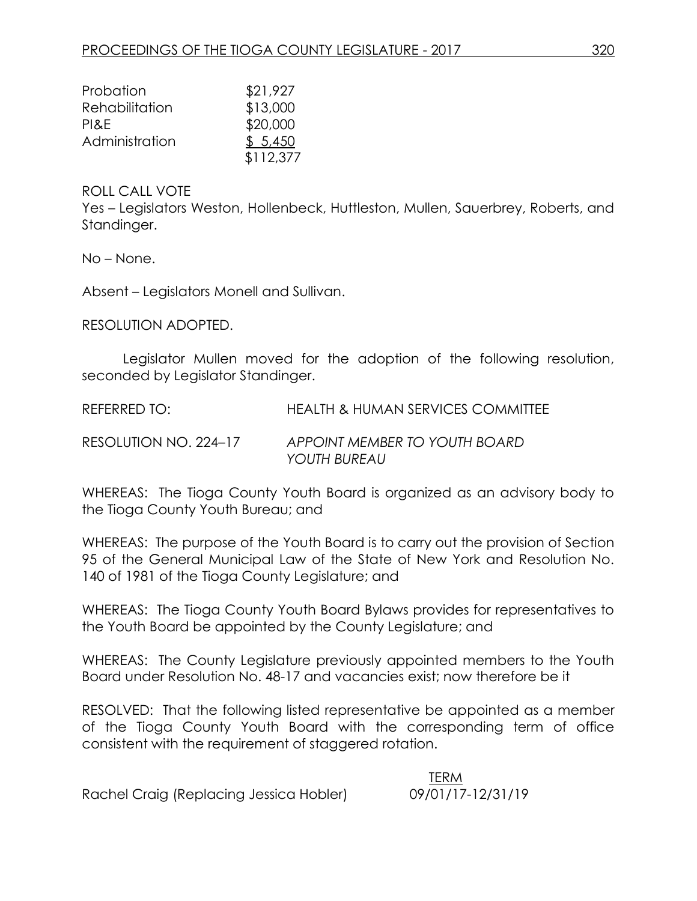| | |
|---|---|
| Probation | \$21,927 |
| Rehabilitation | \$13,000 |
| PI&E | \$20,000 |
| Administration | \$ 5,450 |
| | \$112,377 |

ROLL CALL VOTE

Yes – Legislators Weston, Hollenbeck, Huttleston, Mullen, Sauerbrey, Roberts, and Standinger.

No – None.

Absent – Legislators Monell and Sullivan.

RESOLUTION ADOPTED.

Legislator Mullen moved for the adoption of the following resolution, seconded by Legislator Standinger.

REFERRED TO: HEALTH & HUMAN SERVICES COMMITTEE

RESOLUTION NO. 224–17 *APPOINT MEMBER TO YOUTH BOARD YOUTH BUREAU*

WHEREAS: The Tioga County Youth Board is organized as an advisory body to the Tioga County Youth Bureau; and

WHEREAS: The purpose of the Youth Board is to carry out the provision of Section 95 of the General Municipal Law of the State of New York and Resolution No. 140 of 1981 of the Tioga County Legislature; and

WHEREAS: The Tioga County Youth Board Bylaws provides for representatives to the Youth Board be appointed by the County Legislature; and

WHEREAS: The County Legislature previously appointed members to the Youth Board under Resolution No. 48-17 and vacancies exist; now therefore be it

RESOLVED: That the following listed representative be appointed as a member of the Tioga County Youth Board with the corresponding term of office consistent with the requirement of staggered rotation.

| | TERM |
|---|---|
| Rachel Craig (Replacing Jessica Hobler) | 09/01/17-12/31/19 |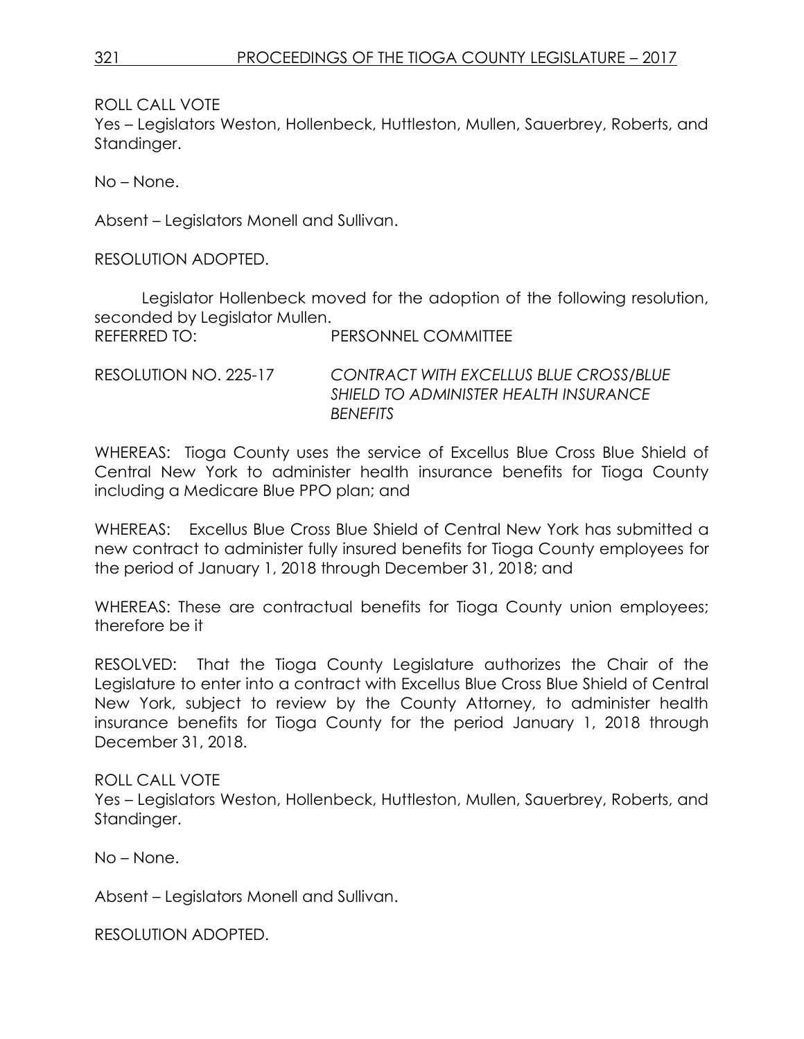ROLL CALL VOTE
Yes – Legislators Weston, Hollenbeck, Huttleston, Mullen, Sauerbrey, Roberts, and Standinger.

No – None.

Absent – Legislators Monell and Sullivan.

RESOLUTION ADOPTED.

Legislator Hollenbeck moved for the adoption of the following resolution, seconded by Legislator Mullen.

REFERRED TO: PERSONNEL COMMITTEE

RESOLUTION NO. 225-17 *CONTRACT WITH EXCELLUS BLUE CROSS/BLUE SHIELD TO ADMINISTER HEALTH INSURANCE BENEFITS*

WHEREAS: Tioga County uses the service of Excellus Blue Cross Blue Shield of Central New York to administer health insurance benefits for Tioga County including a Medicare Blue PPO plan; and

WHEREAS: Excellus Blue Cross Blue Shield of Central New York has submitted a new contract to administer fully insured benefits for Tioga County employees for the period of January 1, 2018 through December 31, 2018; and

WHEREAS: These are contractual benefits for Tioga County union employees; therefore be it

RESOLVED: That the Tioga County Legislature authorizes the Chair of the Legislature to enter into a contract with Excellus Blue Cross Blue Shield of Central New York, subject to review by the County Attorney, to administer health insurance benefits for Tioga County for the period January 1, 2018 through December 31, 2018.

ROLL CALL VOTE
Yes – Legislators Weston, Hollenbeck, Huttleston, Mullen, Sauerbrey, Roberts, and Standinger.

No – None.

Absent – Legislators Monell and Sullivan.

RESOLUTION ADOPTED.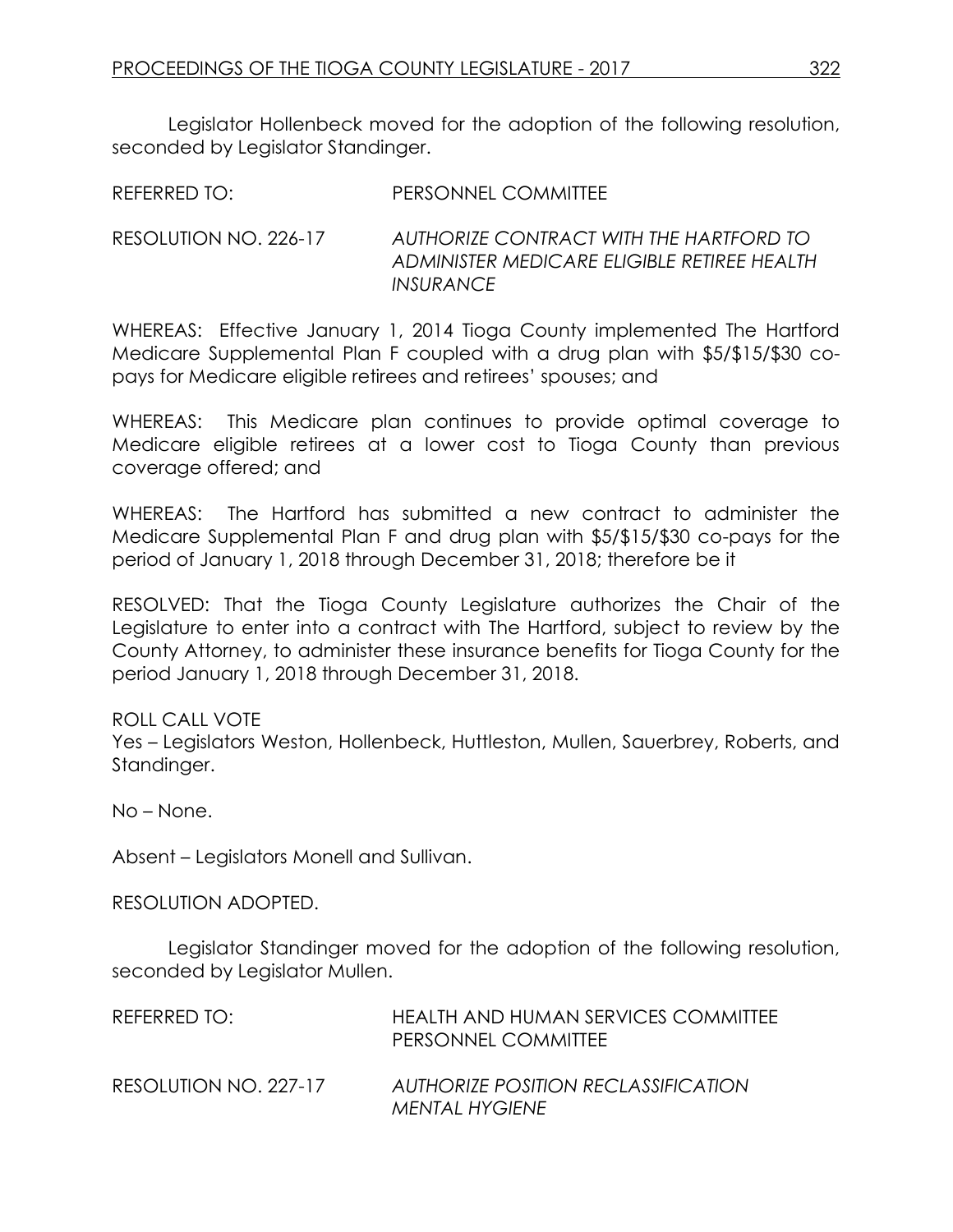Legislator Hollenbeck moved for the adoption of the following resolution, seconded by Legislator Standinger.

REFERRED TO: PERSONNEL COMMITTEE

RESOLUTION NO. 226-17 *AUTHORIZE CONTRACT WITH THE HARTFORD TO ADMINISTER MEDICARE ELIGIBLE RETIREE HEALTH INSURANCE*

WHEREAS: Effective January 1, 2014 Tioga County implemented The Hartford Medicare Supplemental Plan F coupled with a drug plan with $5/$15/$30 co-pays for Medicare eligible retirees and retirees' spouses; and

WHEREAS: This Medicare plan continues to provide optimal coverage to Medicare eligible retirees at a lower cost to Tioga County than previous coverage offered; and

WHEREAS: The Hartford has submitted a new contract to administer the Medicare Supplemental Plan F and drug plan with $5/$15/$30 co-pays for the period of January 1, 2018 through December 31, 2018; therefore be it

RESOLVED: That the Tioga County Legislature authorizes the Chair of the Legislature to enter into a contract with The Hartford, subject to review by the County Attorney, to administer these insurance benefits for Tioga County for the period January 1, 2018 through December 31, 2018.

ROLL CALL VOTE
Yes – Legislators Weston, Hollenbeck, Huttleston, Mullen, Sauerbrey, Roberts, and Standinger.

No – None.

Absent – Legislators Monell and Sullivan.

RESOLUTION ADOPTED.

Legislator Standinger moved for the adoption of the following resolution, seconded by Legislator Mullen.

REFERRED TO: HEALTH AND HUMAN SERVICES COMMITTEE
PERSONNEL COMMITTEE

RESOLUTION NO. 227-17 *AUTHORIZE POSITION RECLASSIFICATION MENTAL HYGIENE*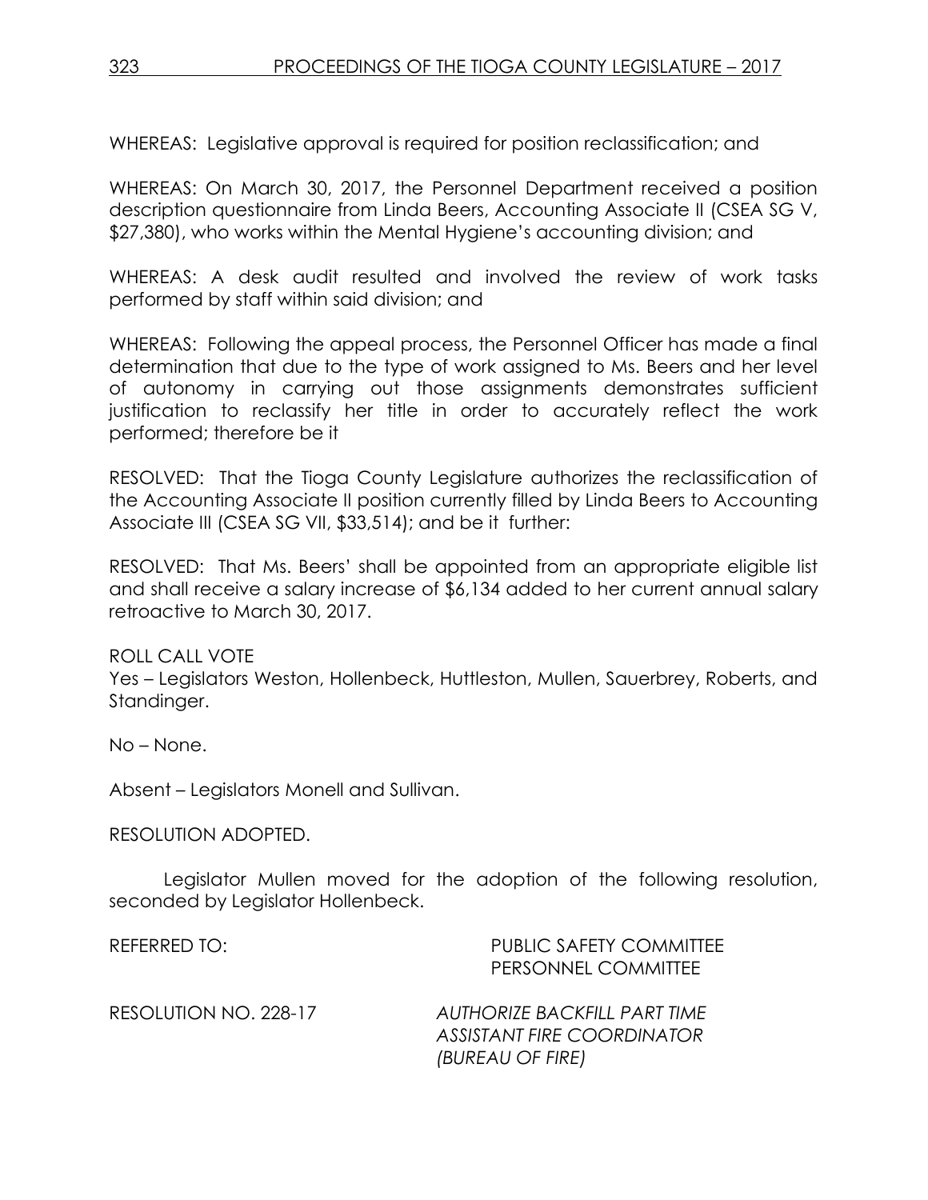WHEREAS: Legislative approval is required for position reclassification; and

WHEREAS: On March 30, 2017, the Personnel Department received a position description questionnaire from Linda Beers, Accounting Associate II (CSEA SG V, $27,380), who works within the Mental Hygiene's accounting division; and

WHEREAS: A desk audit resulted and involved the review of work tasks performed by staff within said division; and

WHEREAS: Following the appeal process, the Personnel Officer has made a final determination that due to the type of work assigned to Ms. Beers and her level of autonomy in carrying out those assignments demonstrates sufficient justification to reclassify her title in order to accurately reflect the work performed; therefore be it

RESOLVED: That the Tioga County Legislature authorizes the reclassification of the Accounting Associate II position currently filled by Linda Beers to Accounting Associate III (CSEA SG VII, $33,514); and be it further:

RESOLVED: That Ms. Beers' shall be appointed from an appropriate eligible list and shall receive a salary increase of $6,134 added to her current annual salary retroactive to March 30, 2017.

ROLL CALL VOTE
Yes – Legislators Weston, Hollenbeck, Huttleston, Mullen, Sauerbrey, Roberts, and Standinger.

No – None.

Absent – Legislators Monell and Sullivan.

RESOLUTION ADOPTED.

Legislator Mullen moved for the adoption of the following resolution, seconded by Legislator Hollenbeck.

REFERRED TO: PUBLIC SAFETY COMMITTEE
PERSONNEL COMMITTEE

RESOLUTION NO. 228-17 *AUTHORIZE BACKFILL PART TIME ASSISTANT FIRE COORDINATOR (BUREAU OF FIRE)*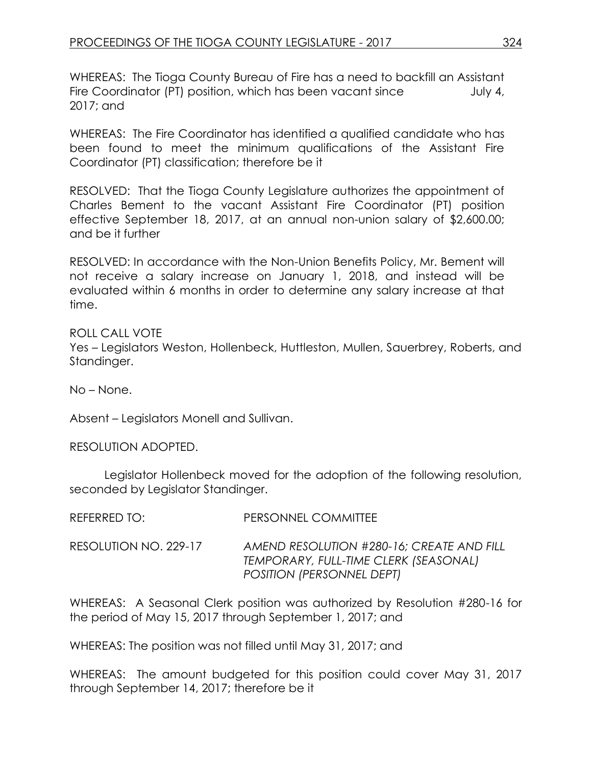WHEREAS: The Tioga County Bureau of Fire has a need to backfill an Assistant Fire Coordinator (PT) position, which has been vacant since July 4, 2017; and

WHEREAS: The Fire Coordinator has identified a qualified candidate who has been found to meet the minimum qualifications of the Assistant Fire Coordinator (PT) classification; therefore be it

RESOLVED: That the Tioga County Legislature authorizes the appointment of Charles Bement to the vacant Assistant Fire Coordinator (PT) position effective September 18, 2017, at an annual non-union salary of $2,600.00; and be it further

RESOLVED: In accordance with the Non-Union Benefits Policy, Mr. Bement will not receive a salary increase on January 1, 2018, and instead will be evaluated within 6 months in order to determine any salary increase at that time.

ROLL CALL VOTE

Yes – Legislators Weston, Hollenbeck, Huttleston, Mullen, Sauerbrey, Roberts, and Standinger.

No – None.

Absent – Legislators Monell and Sullivan.

RESOLUTION ADOPTED.

Legislator Hollenbeck moved for the adoption of the following resolution, seconded by Legislator Standinger.

REFERRED TO: PERSONNEL COMMITTEE

RESOLUTION NO. 229-17 *AMEND RESOLUTION #280-16; CREATE AND FILL TEMPORARY, FULL-TIME CLERK (SEASONAL) POSITION (PERSONNEL DEPT)*

WHEREAS: A Seasonal Clerk position was authorized by Resolution #280-16 for the period of May 15, 2017 through September 1, 2017; and

WHEREAS: The position was not filled until May 31, 2017; and

WHEREAS: The amount budgeted for this position could cover May 31, 2017 through September 14, 2017; therefore be it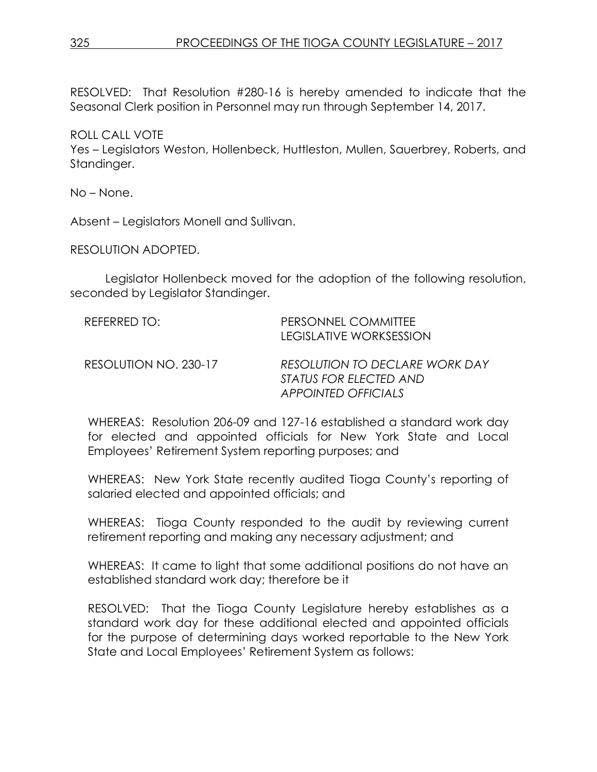RESOLVED: That Resolution #280-16 is hereby amended to indicate that the Seasonal Clerk position in Personnel may run through September 14, 2017.

ROLL CALL VOTE
Yes – Legislators Weston, Hollenbeck, Huttleston, Mullen, Sauerbrey, Roberts, and Standinger.

No – None.

Absent – Legislators Monell and Sullivan.

RESOLUTION ADOPTED.

Legislator Hollenbeck moved for the adoption of the following resolution, seconded by Legislator Standinger.

REFERRED TO: PERSONNEL COMMITTEE
LEGISLATIVE WORKSESSION

RESOLUTION NO. 230-17 *RESOLUTION TO DECLARE WORK DAY STATUS FOR ELECTED AND APPOINTED OFFICIALS*

WHEREAS: Resolution 206-09 and 127-16 established a standard work day for elected and appointed officials for New York State and Local Employees' Retirement System reporting purposes; and

WHEREAS: New York State recently audited Tioga County's reporting of salaried elected and appointed officials; and

WHEREAS: Tioga County responded to the audit by reviewing current retirement reporting and making any necessary adjustment; and

WHEREAS: It came to light that some additional positions do not have an established standard work day; therefore be it

RESOLVED: That the Tioga County Legislature hereby establishes as a standard work day for these additional elected and appointed officials for the purpose of determining days worked reportable to the New York State and Local Employees' Retirement System as follows: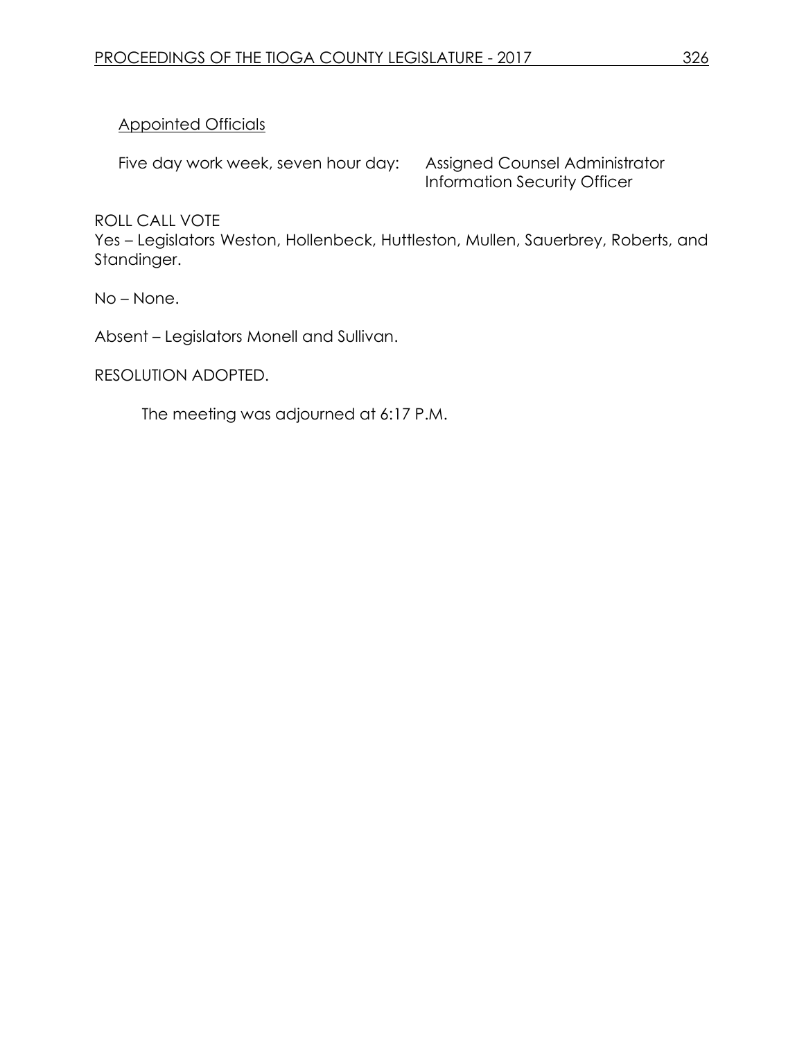Appointed Officials

| | |
|---|---|
| Five day work week, seven hour day: | Assigned Counsel Administrator<br>Information Security Officer |

ROLL CALL VOTE
Yes – Legislators Weston, Hollenbeck, Huttleston, Mullen, Sauerbrey, Roberts, and Standinger.

No – None.

Absent – Legislators Monell and Sullivan.

RESOLUTION ADOPTED.

The meeting was adjourned at 6:17 P.M.